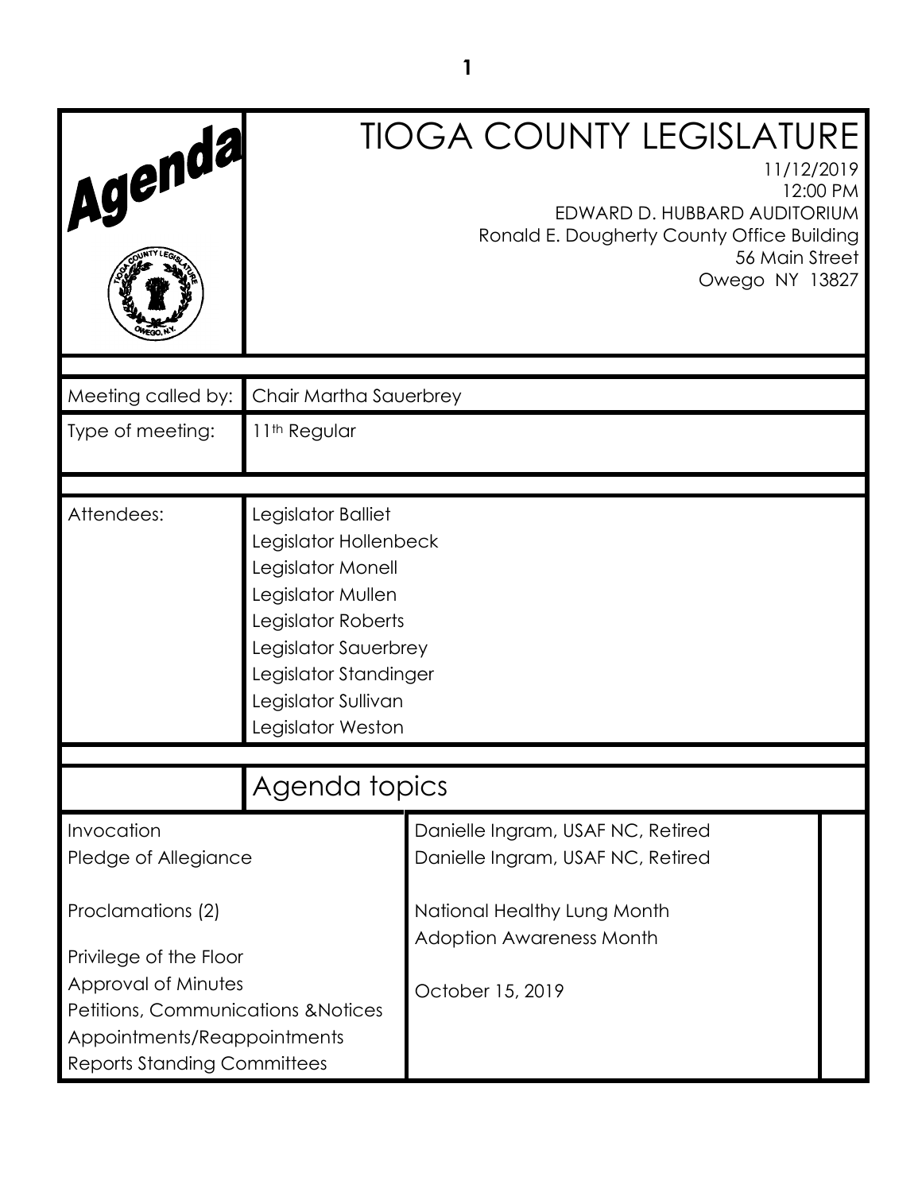# Agenda

# TIOGA COUNTY LEGISLATURE

11/12/2019
12:00 PM
EDWARD D. HUBBARD AUDITORIUM
Ronald E. Dougherty County Office Building
56 Main Street
Owego NY 13827

| | |
|---|---|
| Meeting called by: | Chair Martha Sauerbrey |
| Type of meeting: | 11th Regular |

| | |
|---|---|
| Attendees: | Legislator Balliet<br>Legislator Hollenbeck<br>Legislator Monell<br>Legislator Mullen<br>Legislator Roberts<br>Legislator Sauerbrey<br>Legislator Standinger<br>Legislator Sullivan<br>Legislator Weston |

## Agenda topics

| | |
|---|---|
| Invocation | Danielle Ingram, USAF NC, Retired |
| Pledge of Allegiance | Danielle Ingram, USAF NC, Retired |
| Proclamations (2) | National Healthy Lung Month<br>Adoption Awareness Month |
| Privilege of the Floor | |
| Approval of Minutes | October 15, 2019 |
| Petitions, Communications &Notices | |
| Appointments/Reappointments | |
| Reports Standing Committees | |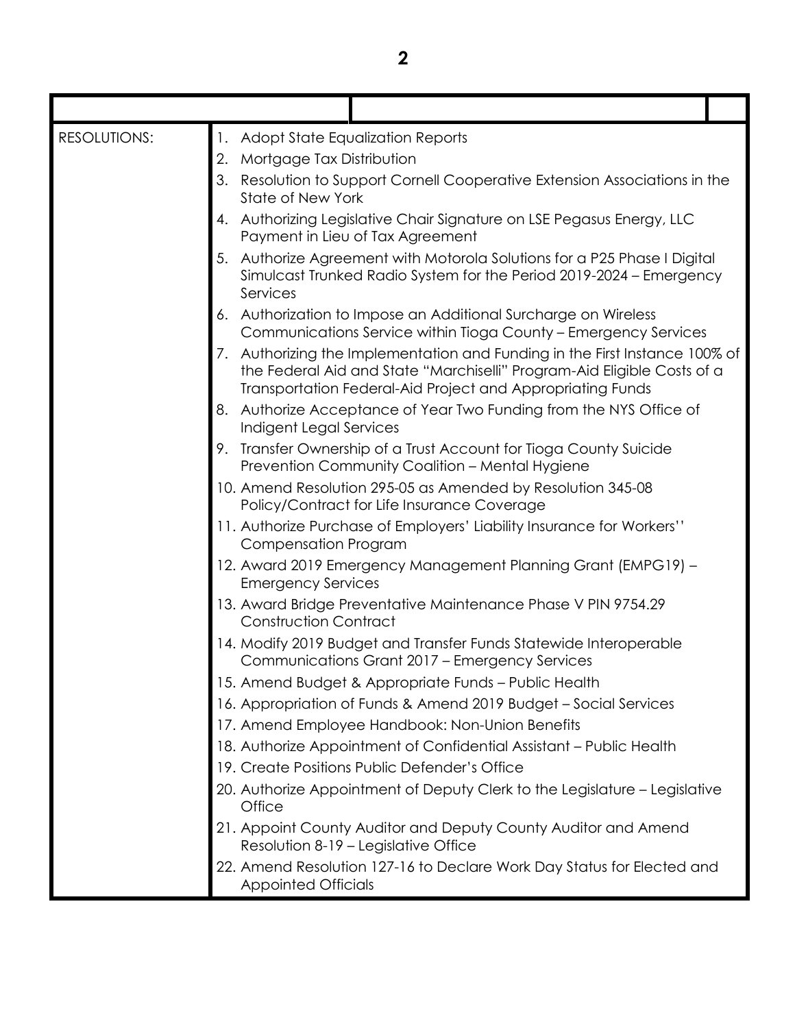| RESOLUTIONS: | |
|---|---|
| | 1. Adopt State Equalization Reports<br>2. Mortgage Tax Distribution<br>3. Resolution to Support Cornell Cooperative Extension Associations in the State of New York<br>4. Authorizing Legislative Chair Signature on LSE Pegasus Energy, LLC Payment in Lieu of Tax Agreement<br>5. Authorize Agreement with Motorola Solutions for a P25 Phase I Digital Simulcast Trunked Radio System for the Period 2019-2024 – Emergency Services<br>6. Authorization to Impose an Additional Surcharge on Wireless Communications Service within Tioga County – Emergency Services<br>7. Authorizing the Implementation and Funding in the First Instance 100% of the Federal Aid and State "Marchiselli" Program-Aid Eligible Costs of a Transportation Federal-Aid Project and Appropriating Funds<br>8. Authorize Acceptance of Year Two Funding from the NYS Office of Indigent Legal Services<br>9. Transfer Ownership of a Trust Account for Tioga County Suicide Prevention Community Coalition – Mental Hygiene<br>10. Amend Resolution 295-05 as Amended by Resolution 345-08 Policy/Contract for Life Insurance Coverage<br>11. Authorize Purchase of Employers' Liability Insurance for Workers'' Compensation Program<br>12. Award 2019 Emergency Management Planning Grant (EMPG19) – Emergency Services<br>13. Award Bridge Preventative Maintenance Phase V PIN 9754.29 Construction Contract<br>14. Modify 2019 Budget and Transfer Funds Statewide Interoperable Communications Grant 2017 – Emergency Services<br>15. Amend Budget & Appropriate Funds – Public Health<br>16. Appropriation of Funds & Amend 2019 Budget – Social Services<br>17. Amend Employee Handbook: Non-Union Benefits<br>18. Authorize Appointment of Confidential Assistant – Public Health<br>19. Create Positions Public Defender's Office<br>20. Authorize Appointment of Deputy Clerk to the Legislature – Legislative Office<br>21. Appoint County Auditor and Deputy County Auditor and Amend Resolution 8-19 – Legislative Office<br>22. Amend Resolution 127-16 to Declare Work Day Status for Elected and Appointed Officials |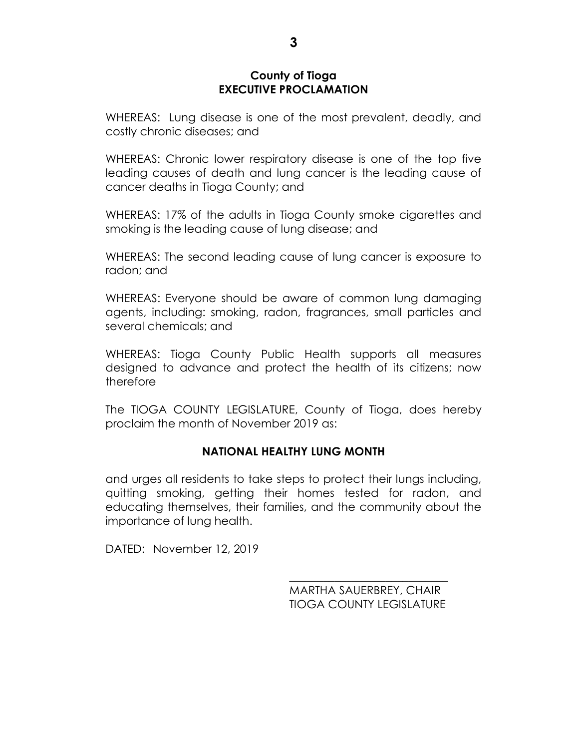**County of Tioga**
**EXECUTIVE PROCLAMATION**

WHEREAS: Lung disease is one of the most prevalent, deadly, and costly chronic diseases; and

WHEREAS: Chronic lower respiratory disease is one of the top five leading causes of death and lung cancer is the leading cause of cancer deaths in Tioga County; and

WHEREAS: 17% of the adults in Tioga County smoke cigarettes and smoking is the leading cause of lung disease; and

WHEREAS: The second leading cause of lung cancer is exposure to radon; and

WHEREAS: Everyone should be aware of common lung damaging agents, including: smoking, radon, fragrances, small particles and several chemicals; and

WHEREAS: Tioga County Public Health supports all measures designed to advance and protect the health of its citizens; now therefore

The TIOGA COUNTY LEGISLATURE, County of Tioga, does hereby proclaim the month of November 2019 as:

**NATIONAL HEALTHY LUNG MONTH**

and urges all residents to take steps to protect their lungs including, quitting smoking, getting their homes tested for radon, and educating themselves, their families, and the community about the importance of lung health.

DATED: November 12, 2019

\_\_\_\_\_\_\_\_\_\_\_\_\_\_\_\_\_\_\_\_\_\_\_\_\_\_\_\_\_\_
MARTHA SAUERBREY, CHAIR
TIOGA COUNTY LEGISLATURE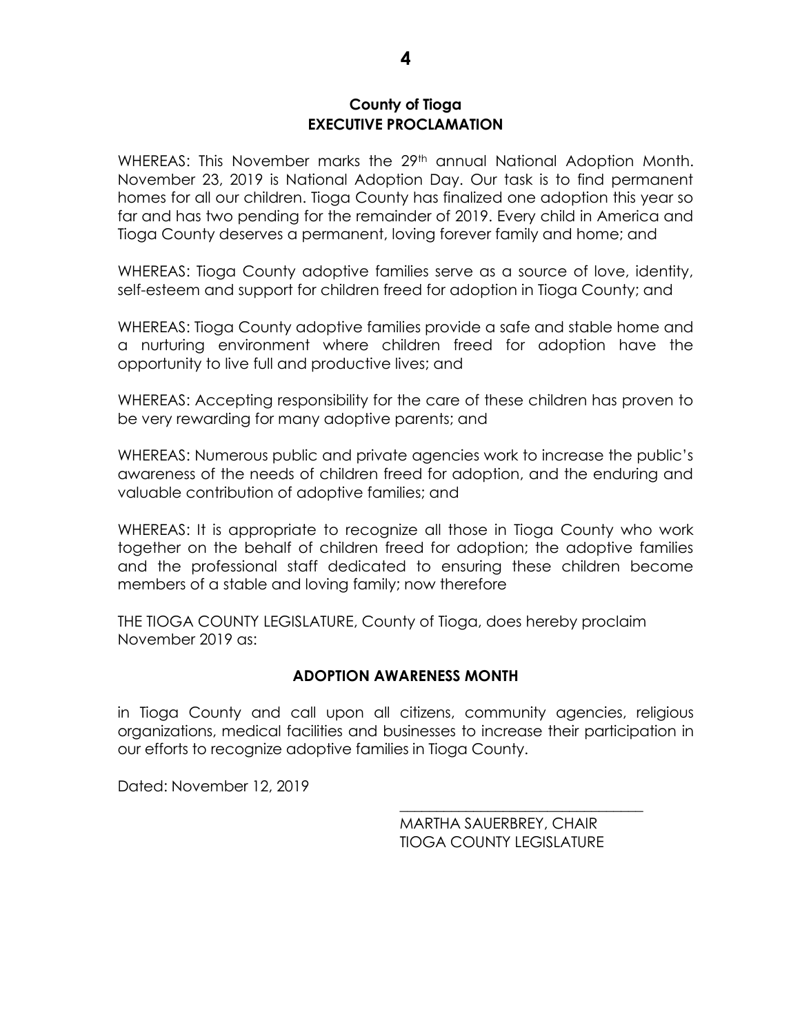## County of Tioga
## EXECUTIVE PROCLAMATION

WHEREAS: This November marks the 29th annual National Adoption Month. November 23, 2019 is National Adoption Day. Our task is to find permanent homes for all our children. Tioga County has finalized one adoption this year so far and has two pending for the remainder of 2019. Every child in America and Tioga County deserves a permanent, loving forever family and home; and

WHEREAS: Tioga County adoptive families serve as a source of love, identity, self-esteem and support for children freed for adoption in Tioga County; and

WHEREAS: Tioga County adoptive families provide a safe and stable home and a nurturing environment where children freed for adoption have the opportunity to live full and productive lives; and

WHEREAS: Accepting responsibility for the care of these children has proven to be very rewarding for many adoptive parents; and

WHEREAS: Numerous public and private agencies work to increase the public's awareness of the needs of children freed for adoption, and the enduring and valuable contribution of adoptive families; and

WHEREAS: It is appropriate to recognize all those in Tioga County who work together on the behalf of children freed for adoption; the adoptive families and the professional staff dedicated to ensuring these children become members of a stable and loving family; now therefore

THE TIOGA COUNTY LEGISLATURE, County of Tioga, does hereby proclaim November 2019 as:

**ADOPTION AWARENESS MONTH**

in Tioga County and call upon all citizens, community agencies, religious organizations, medical facilities and businesses to increase their participation in our efforts to recognize adoptive families in Tioga County.

Dated: November 12, 2019

\_\_\_\_\_\_\_\_\_\_\_\_\_\_\_\_\_\_\_\_\_\_\_\_\_\_\_\_\_\_\_\_\_\_

MARTHA SAUERBREY, CHAIR
TIOGA COUNTY LEGISLATURE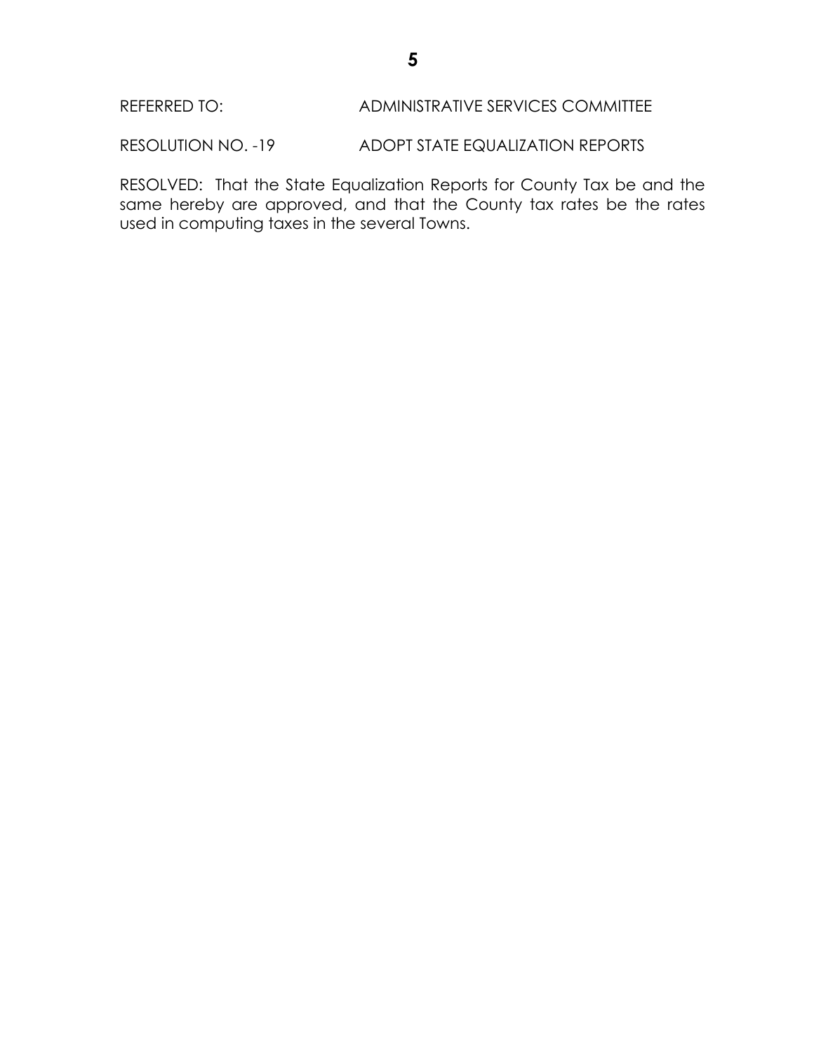REFERRED TO: ADMINISTRATIVE SERVICES COMMITTEE

RESOLUTION NO. -19 ADOPT STATE EQUALIZATION REPORTS

RESOLVED: That the State Equalization Reports for County Tax be and the same hereby are approved, and that the County tax rates be the rates used in computing taxes in the several Towns.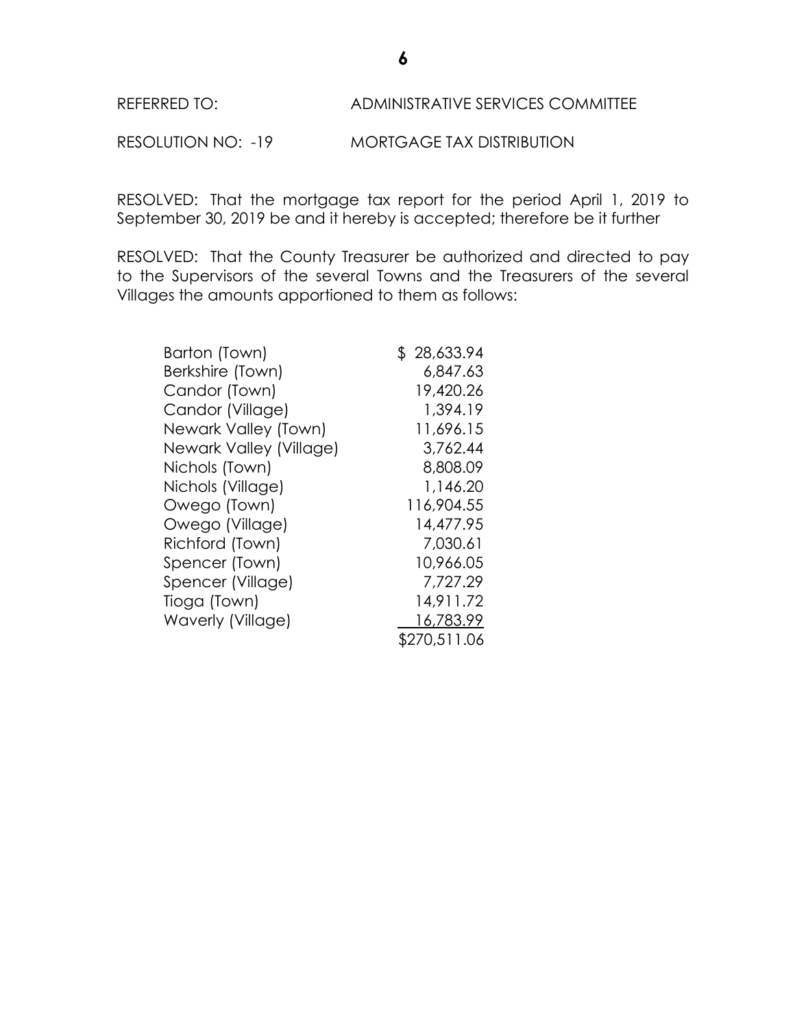REFERRED TO: ADMINISTRATIVE SERVICES COMMITTEE

RESOLUTION NO: -19 MORTGAGE TAX DISTRIBUTION

RESOLVED: That the mortgage tax report for the period April 1, 2019 to September 30, 2019 be and it hereby is accepted; therefore be it further

RESOLVED: That the County Treasurer be authorized and directed to pay to the Supervisors of the several Towns and the Treasurers of the several Villages the amounts apportioned to them as follows:

| | |
|---|---|
| Barton (Town) | $ 28,633.94 |
| Berkshire (Town) | 6,847.63 |
| Candor (Town) | 19,420.26 |
| Candor (Village) | 1,394.19 |
| Newark Valley (Town) | 11,696.15 |
| Newark Valley (Village) | 3,762.44 |
| Nichols (Town) | 8,808.09 |
| Nichols (Village) | 1,146.20 |
| Owego (Town) | 116,904.55 |
| Owego (Village) | 14,477.95 |
| Richford (Town) | 7,030.61 |
| Spencer (Town) | 10,966.05 |
| Spencer (Village) | 7,727.29 |
| Tioga (Town) | 14,911.72 |
| Waverly (Village) | 16,783.99 |
| | $270,511.06 |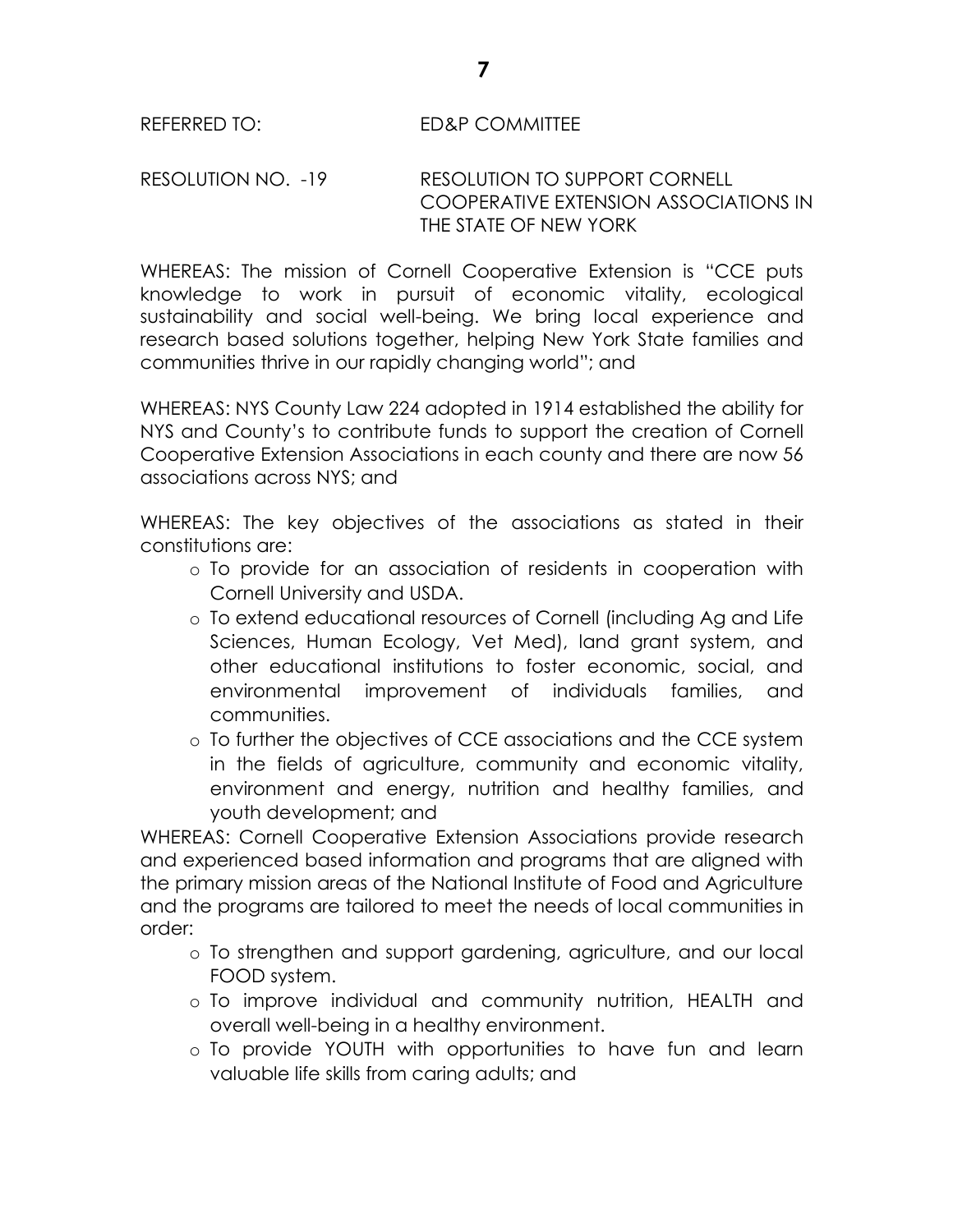REFERRED TO: ED&P COMMITTEE

RESOLUTION NO. -19 RESOLUTION TO SUPPORT CORNELL COOPERATIVE EXTENSION ASSOCIATIONS IN THE STATE OF NEW YORK

WHEREAS: The mission of Cornell Cooperative Extension is "CCE puts knowledge to work in pursuit of economic vitality, ecological sustainability and social well-being. We bring local experience and research based solutions together, helping New York State families and communities thrive in our rapidly changing world"; and

WHEREAS: NYS County Law 224 adopted in 1914 established the ability for NYS and County's to contribute funds to support the creation of Cornell Cooperative Extension Associations in each county and there are now 56 associations across NYS; and

WHEREAS: The key objectives of the associations as stated in their constitutions are:

- To provide for an association of residents in cooperation with Cornell University and USDA.
- To extend educational resources of Cornell (including Ag and Life Sciences, Human Ecology, Vet Med), land grant system, and other educational institutions to foster economic, social, and environmental improvement of individuals families, and communities.
- To further the objectives of CCE associations and the CCE system in the fields of agriculture, community and economic vitality, environment and energy, nutrition and healthy families, and youth development; and

WHEREAS: Cornell Cooperative Extension Associations provide research and experienced based information and programs that are aligned with the primary mission areas of the National Institute of Food and Agriculture and the programs are tailored to meet the needs of local communities in order:

- To strengthen and support gardening, agriculture, and our local FOOD system.
- To improve individual and community nutrition, HEALTH and overall well-being in a healthy environment.
- To provide YOUTH with opportunities to have fun and learn valuable life skills from caring adults; and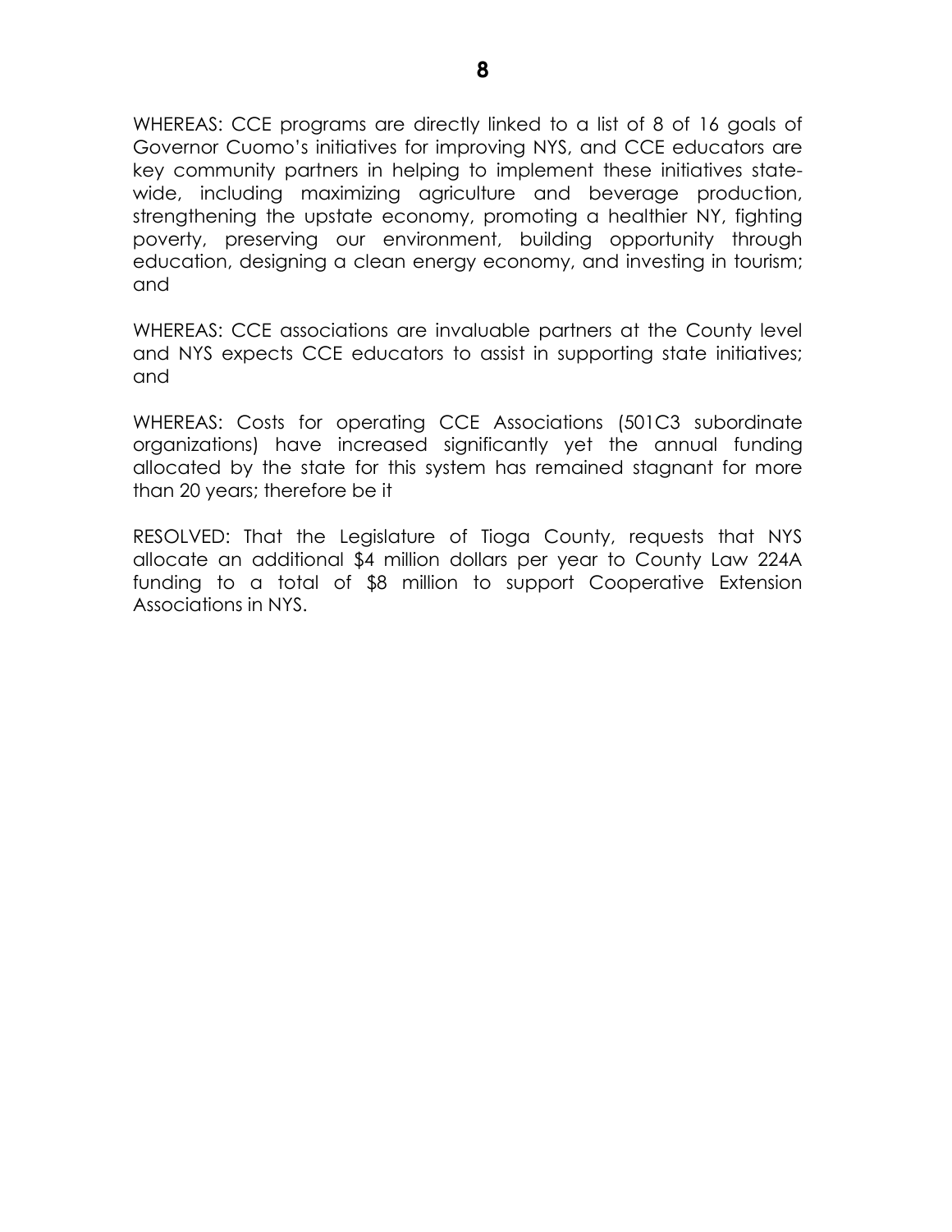WHEREAS: CCE programs are directly linked to a list of 8 of 16 goals of Governor Cuomo's initiatives for improving NYS, and CCE educators are key community partners in helping to implement these initiatives state-wide, including maximizing agriculture and beverage production, strengthening the upstate economy, promoting a healthier NY, fighting poverty, preserving our environment, building opportunity through education, designing a clean energy economy, and investing in tourism; and

WHEREAS: CCE associations are invaluable partners at the County level and NYS expects CCE educators to assist in supporting state initiatives; and

WHEREAS: Costs for operating CCE Associations (501C3 subordinate organizations) have increased significantly yet the annual funding allocated by the state for this system has remained stagnant for more than 20 years; therefore be it

RESOLVED: That the Legislature of Tioga County, requests that NYS allocate an additional $4 million dollars per year to County Law 224A funding to a total of $8 million to support Cooperative Extension Associations in NYS.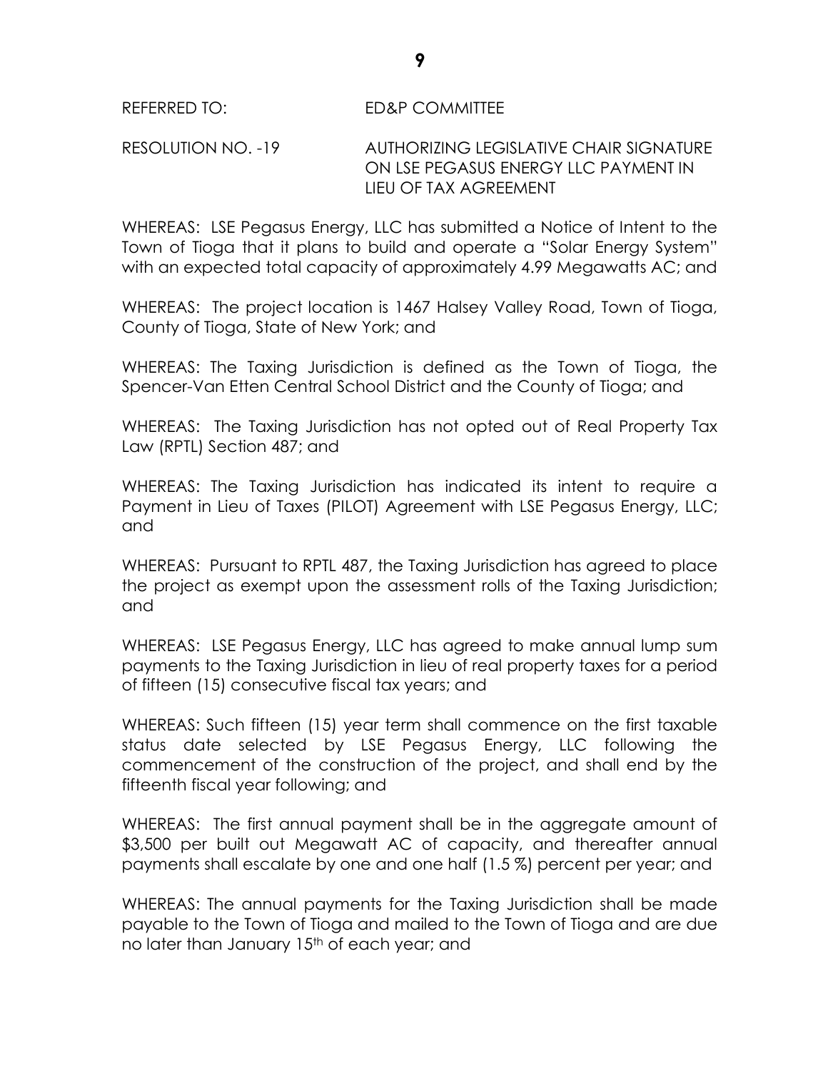REFERRED TO: ED&P COMMITTEE

RESOLUTION NO. -19 AUTHORIZING LEGISLATIVE CHAIR SIGNATURE ON LSE PEGASUS ENERGY LLC PAYMENT IN LIEU OF TAX AGREEMENT

WHEREAS: LSE Pegasus Energy, LLC has submitted a Notice of Intent to the Town of Tioga that it plans to build and operate a "Solar Energy System" with an expected total capacity of approximately 4.99 Megawatts AC; and

WHEREAS: The project location is 1467 Halsey Valley Road, Town of Tioga, County of Tioga, State of New York; and

WHEREAS: The Taxing Jurisdiction is defined as the Town of Tioga, the Spencer-Van Etten Central School District and the County of Tioga; and

WHEREAS: The Taxing Jurisdiction has not opted out of Real Property Tax Law (RPTL) Section 487; and

WHEREAS: The Taxing Jurisdiction has indicated its intent to require a Payment in Lieu of Taxes (PILOT) Agreement with LSE Pegasus Energy, LLC; and

WHEREAS: Pursuant to RPTL 487, the Taxing Jurisdiction has agreed to place the project as exempt upon the assessment rolls of the Taxing Jurisdiction; and

WHEREAS: LSE Pegasus Energy, LLC has agreed to make annual lump sum payments to the Taxing Jurisdiction in lieu of real property taxes for a period of fifteen (15) consecutive fiscal tax years; and

WHEREAS: Such fifteen (15) year term shall commence on the first taxable status date selected by LSE Pegasus Energy, LLC following the commencement of the construction of the project, and shall end by the fifteenth fiscal year following; and

WHEREAS: The first annual payment shall be in the aggregate amount of $3,500 per built out Megawatt AC of capacity, and thereafter annual payments shall escalate by one and one half (1.5 %) percent per year; and

WHEREAS: The annual payments for the Taxing Jurisdiction shall be made payable to the Town of Tioga and mailed to the Town of Tioga and are due no later than January 15th of each year; and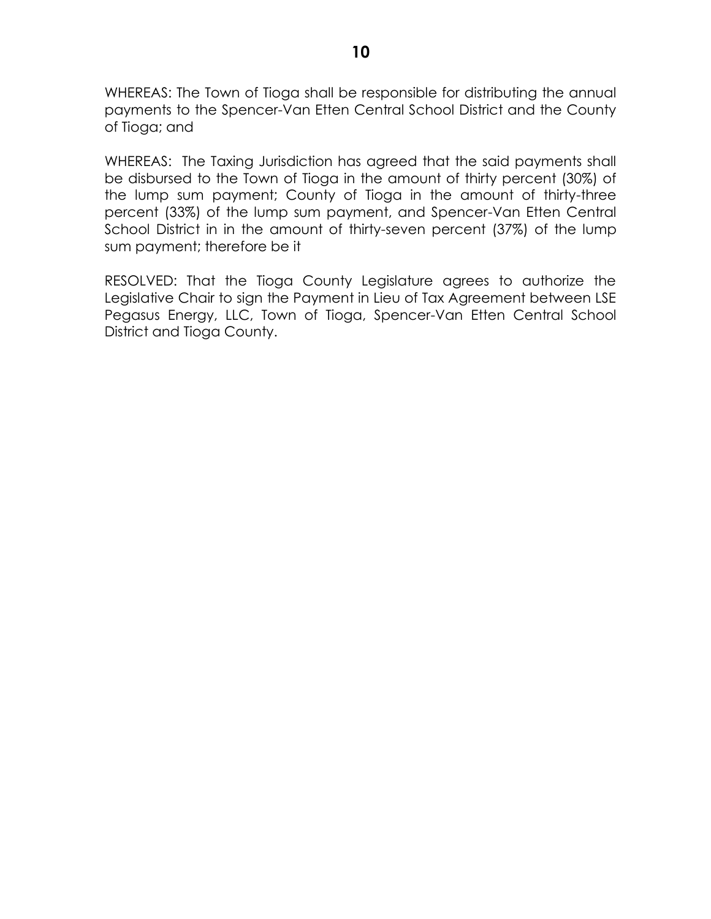WHEREAS: The Town of Tioga shall be responsible for distributing the annual payments to the Spencer-Van Etten Central School District and the County of Tioga; and

WHEREAS: The Taxing Jurisdiction has agreed that the said payments shall be disbursed to the Town of Tioga in the amount of thirty percent (30%) of the lump sum payment; County of Tioga in the amount of thirty-three percent (33%) of the lump sum payment, and Spencer-Van Etten Central School District in in the amount of thirty-seven percent (37%) of the lump sum payment; therefore be it

RESOLVED: That the Tioga County Legislature agrees to authorize the Legislative Chair to sign the Payment in Lieu of Tax Agreement between LSE Pegasus Energy, LLC, Town of Tioga, Spencer-Van Etten Central School District and Tioga County.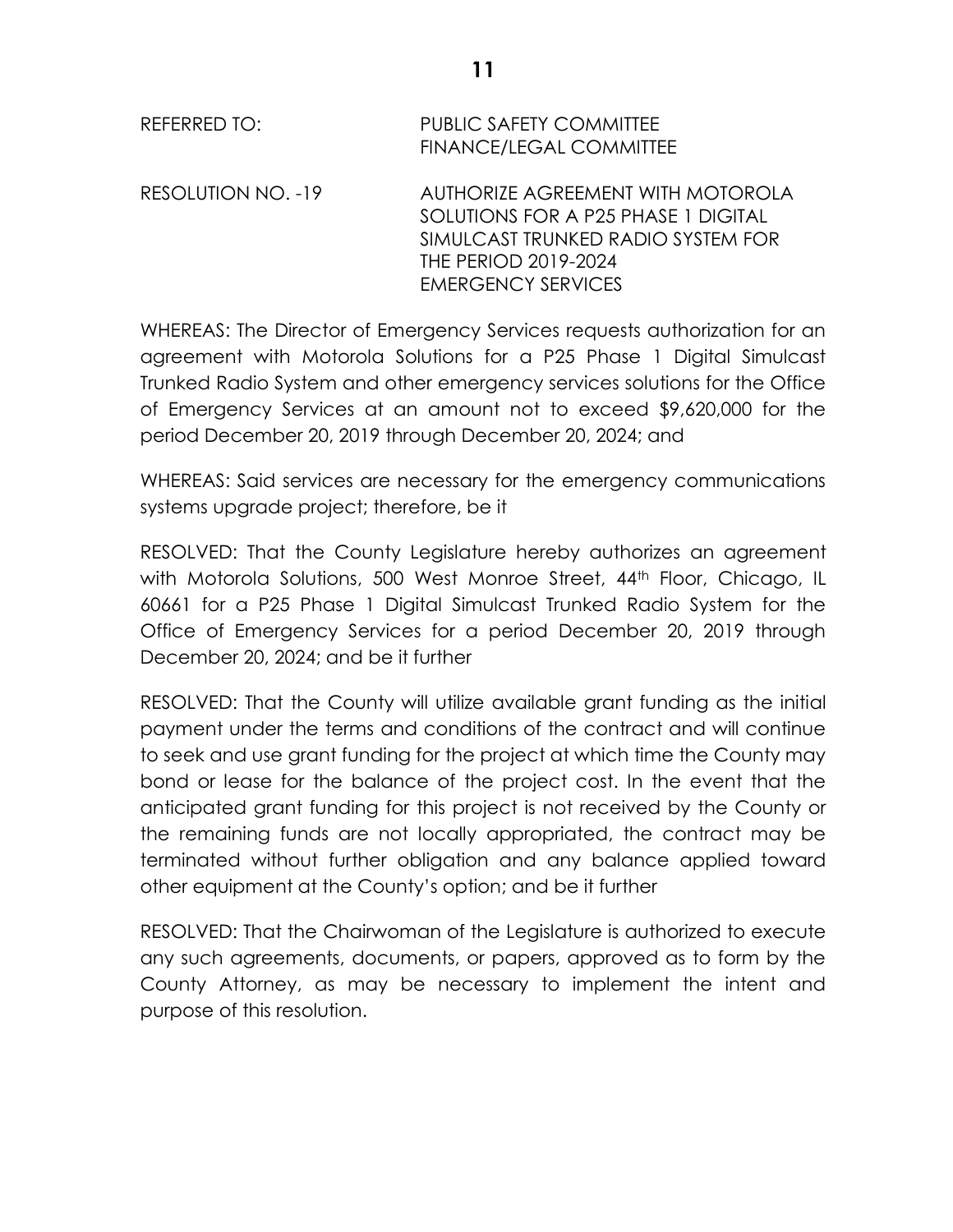REFERRED TO: PUBLIC SAFETY COMMITTEE
FINANCE/LEGAL COMMITTEE

RESOLUTION NO. -19 AUTHORIZE AGREEMENT WITH MOTOROLA SOLUTIONS FOR A P25 PHASE 1 DIGITAL SIMULCAST TRUNKED RADIO SYSTEM FOR THE PERIOD 2019-2024
EMERGENCY SERVICES

WHEREAS: The Director of Emergency Services requests authorization for an agreement with Motorola Solutions for a P25 Phase 1 Digital Simulcast Trunked Radio System and other emergency services solutions for the Office of Emergency Services at an amount not to exceed $9,620,000 for the period December 20, 2019 through December 20, 2024; and

WHEREAS: Said services are necessary for the emergency communications systems upgrade project; therefore, be it

RESOLVED: That the County Legislature hereby authorizes an agreement with Motorola Solutions, 500 West Monroe Street, 44th Floor, Chicago, IL 60661 for a P25 Phase 1 Digital Simulcast Trunked Radio System for the Office of Emergency Services for a period December 20, 2019 through December 20, 2024; and be it further

RESOLVED: That the County will utilize available grant funding as the initial payment under the terms and conditions of the contract and will continue to seek and use grant funding for the project at which time the County may bond or lease for the balance of the project cost. In the event that the anticipated grant funding for this project is not received by the County or the remaining funds are not locally appropriated, the contract may be terminated without further obligation and any balance applied toward other equipment at the County's option; and be it further

RESOLVED: That the Chairwoman of the Legislature is authorized to execute any such agreements, documents, or papers, approved as to form by the County Attorney, as may be necessary to implement the intent and purpose of this resolution.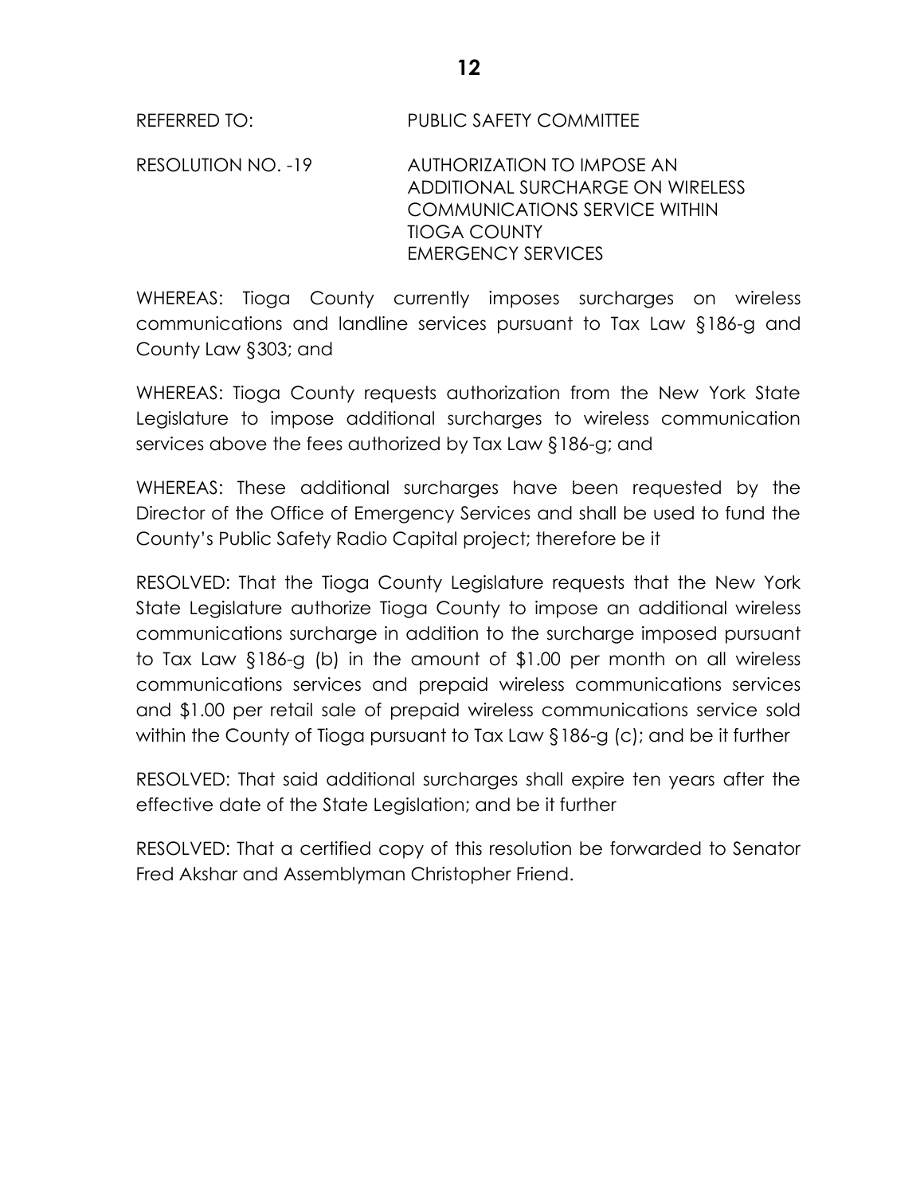REFERRED TO: PUBLIC SAFETY COMMITTEE

RESOLUTION NO. -19 AUTHORIZATION TO IMPOSE AN ADDITIONAL SURCHARGE ON WIRELESS COMMUNICATIONS SERVICE WITHIN TIOGA COUNTY EMERGENCY SERVICES

WHEREAS: Tioga County currently imposes surcharges on wireless communications and landline services pursuant to Tax Law §186-g and County Law §303; and

WHEREAS: Tioga County requests authorization from the New York State Legislature to impose additional surcharges to wireless communication services above the fees authorized by Tax Law §186-g; and

WHEREAS: These additional surcharges have been requested by the Director of the Office of Emergency Services and shall be used to fund the County's Public Safety Radio Capital project; therefore be it

RESOLVED: That the Tioga County Legislature requests that the New York State Legislature authorize Tioga County to impose an additional wireless communications surcharge in addition to the surcharge imposed pursuant to Tax Law §186-g (b) in the amount of $1.00 per month on all wireless communications services and prepaid wireless communications services and $1.00 per retail sale of prepaid wireless communications service sold within the County of Tioga pursuant to Tax Law §186-g (c); and be it further

RESOLVED: That said additional surcharges shall expire ten years after the effective date of the State Legislation; and be it further

RESOLVED: That a certified copy of this resolution be forwarded to Senator Fred Akshar and Assemblyman Christopher Friend.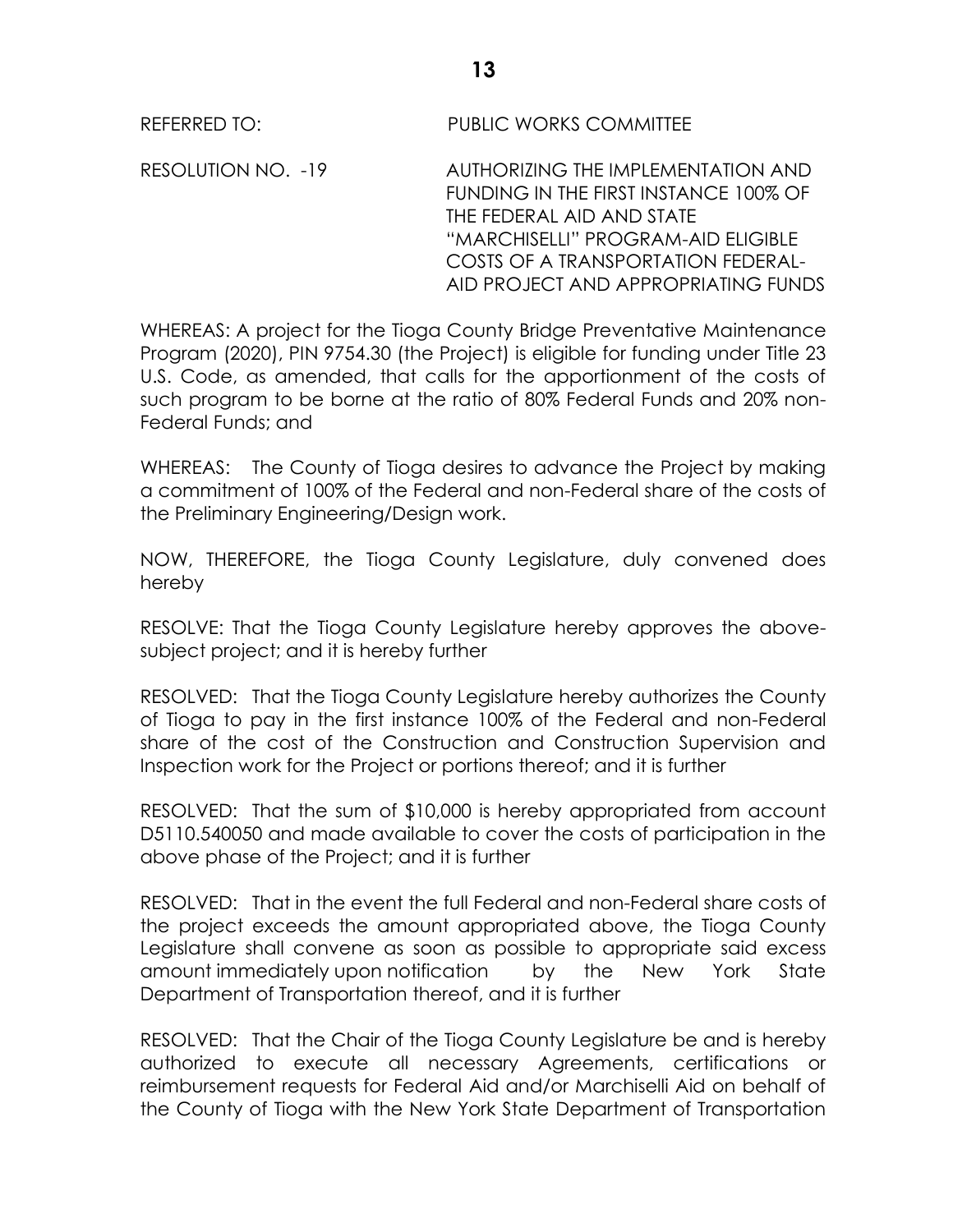REFERRED TO: PUBLIC WORKS COMMITTEE

RESOLUTION NO. -19 AUTHORIZING THE IMPLEMENTATION AND FUNDING IN THE FIRST INSTANCE 100% OF THE FEDERAL AID AND STATE "MARCHISELLI" PROGRAM-AID ELIGIBLE COSTS OF A TRANSPORTATION FEDERAL-AID PROJECT AND APPROPRIATING FUNDS

WHEREAS: A project for the Tioga County Bridge Preventative Maintenance Program (2020), PIN 9754.30 (the Project) is eligible for funding under Title 23 U.S. Code, as amended, that calls for the apportionment of the costs of such program to be borne at the ratio of 80% Federal Funds and 20% non-Federal Funds; and

WHEREAS: The County of Tioga desires to advance the Project by making a commitment of 100% of the Federal and non-Federal share of the costs of the Preliminary Engineering/Design work.

NOW, THEREFORE, the Tioga County Legislature, duly convened does hereby

RESOLVE: That the Tioga County Legislature hereby approves the above-subject project; and it is hereby further

RESOLVED: That the Tioga County Legislature hereby authorizes the County of Tioga to pay in the first instance 100% of the Federal and non-Federal share of the cost of the Construction and Construction Supervision and Inspection work for the Project or portions thereof; and it is further

RESOLVED: That the sum of $10,000 is hereby appropriated from account D5110.540050 and made available to cover the costs of participation in the above phase of the Project; and it is further

RESOLVED: That in the event the full Federal and non-Federal share costs of the project exceeds the amount appropriated above, the Tioga County Legislature shall convene as soon as possible to appropriate said excess amount immediately upon notification by the New York State Department of Transportation thereof, and it is further

RESOLVED: That the Chair of the Tioga County Legislature be and is hereby authorized to execute all necessary Agreements, certifications or reimbursement requests for Federal Aid and/or Marchiselli Aid on behalf of the County of Tioga with the New York State Department of Transportation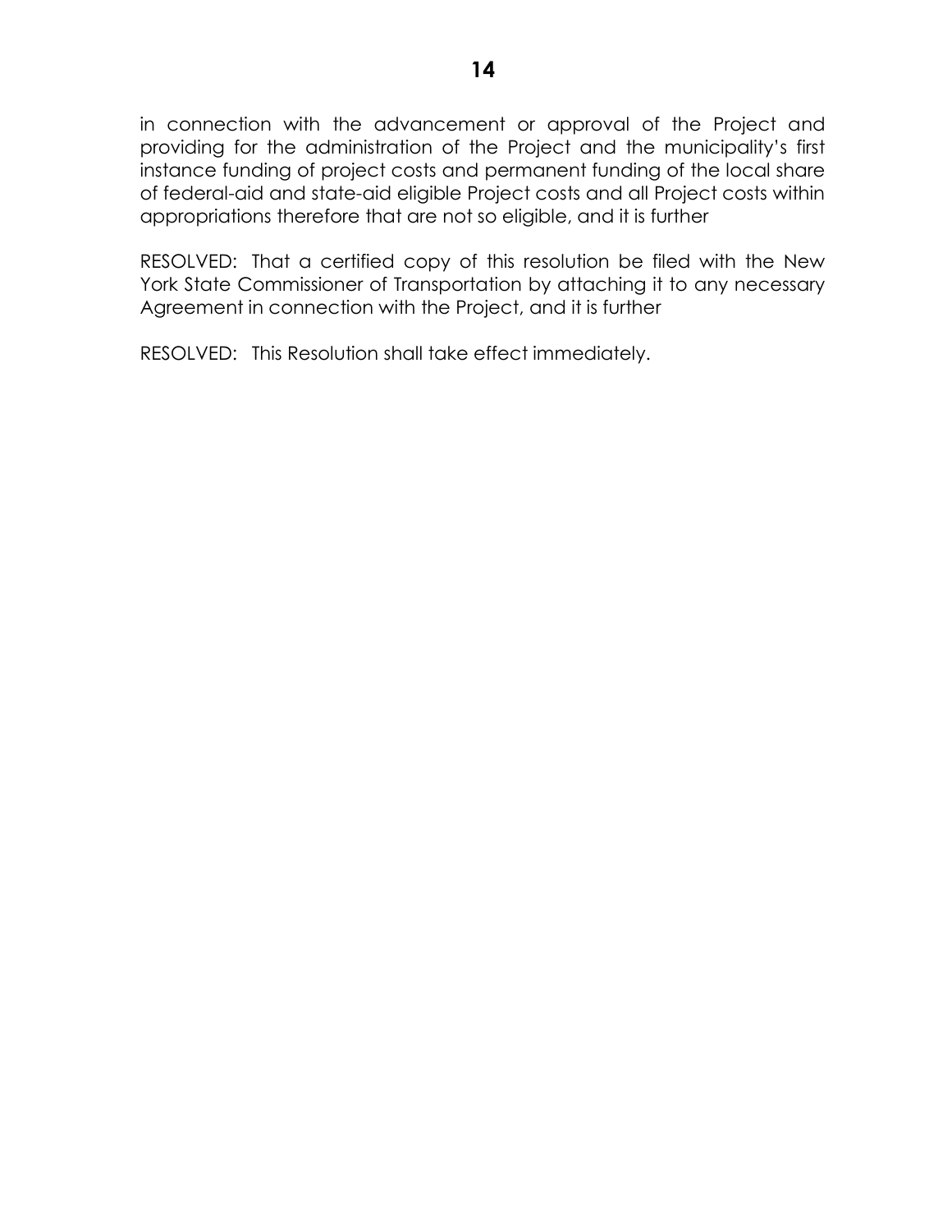in connection with the advancement or approval of the Project and providing for the administration of the Project and the municipality's first instance funding of project costs and permanent funding of the local share of federal-aid and state-aid eligible Project costs and all Project costs within appropriations therefore that are not so eligible, and it is further

RESOLVED: That a certified copy of this resolution be filed with the New York State Commissioner of Transportation by attaching it to any necessary Agreement in connection with the Project, and it is further

RESOLVED: This Resolution shall take effect immediately.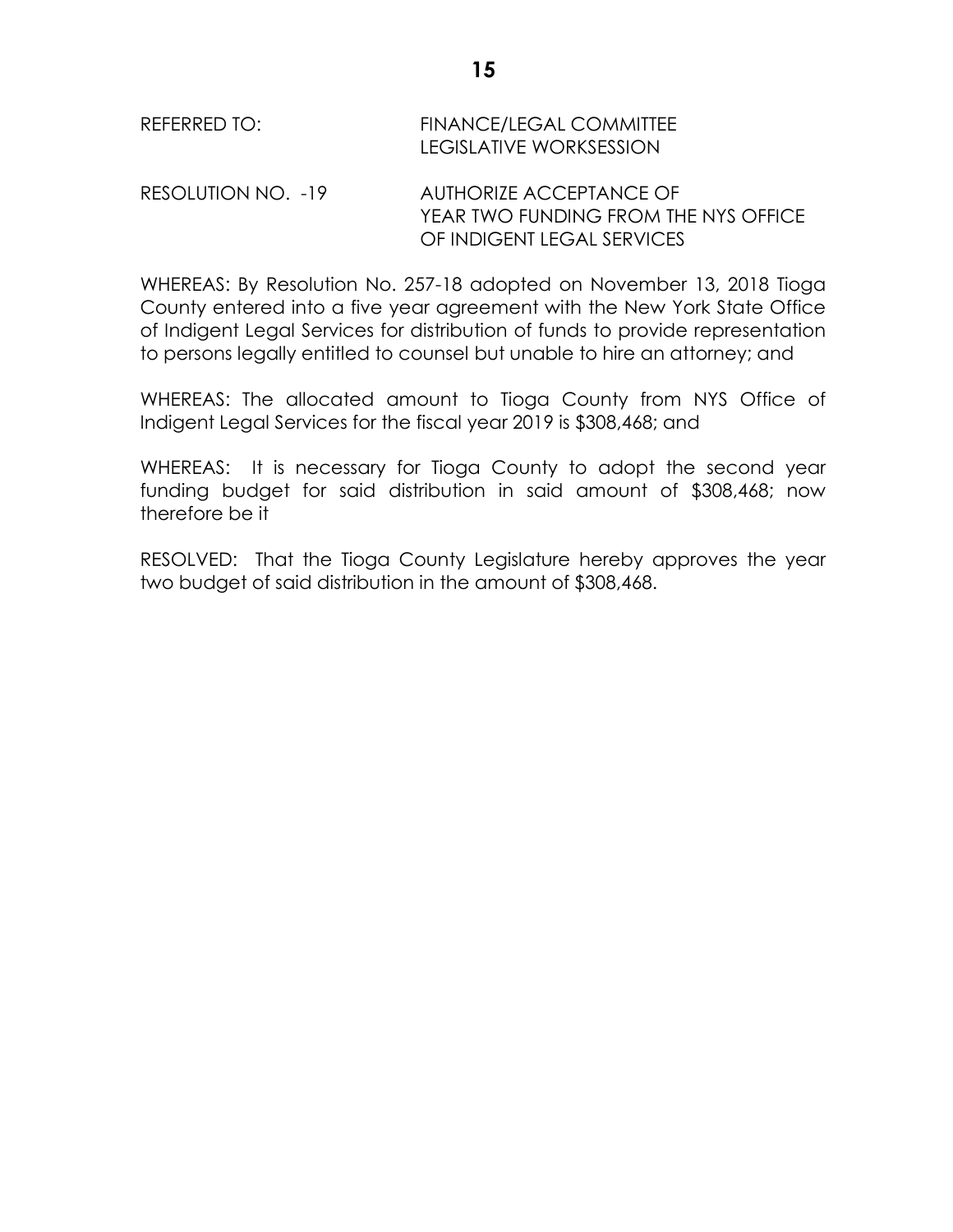REFERRED TO: FINANCE/LEGAL COMMITTEE
LEGISLATIVE WORKSESSION

RESOLUTION NO. -19 AUTHORIZE ACCEPTANCE OF
YEAR TWO FUNDING FROM THE NYS OFFICE
OF INDIGENT LEGAL SERVICES

WHEREAS: By Resolution No. 257-18 adopted on November 13, 2018 Tioga County entered into a five year agreement with the New York State Office of Indigent Legal Services for distribution of funds to provide representation to persons legally entitled to counsel but unable to hire an attorney; and

WHEREAS: The allocated amount to Tioga County from NYS Office of Indigent Legal Services for the fiscal year 2019 is $308,468; and

WHEREAS: It is necessary for Tioga County to adopt the second year funding budget for said distribution in said amount of $308,468; now therefore be it

RESOLVED: That the Tioga County Legislature hereby approves the year two budget of said distribution in the amount of $308,468.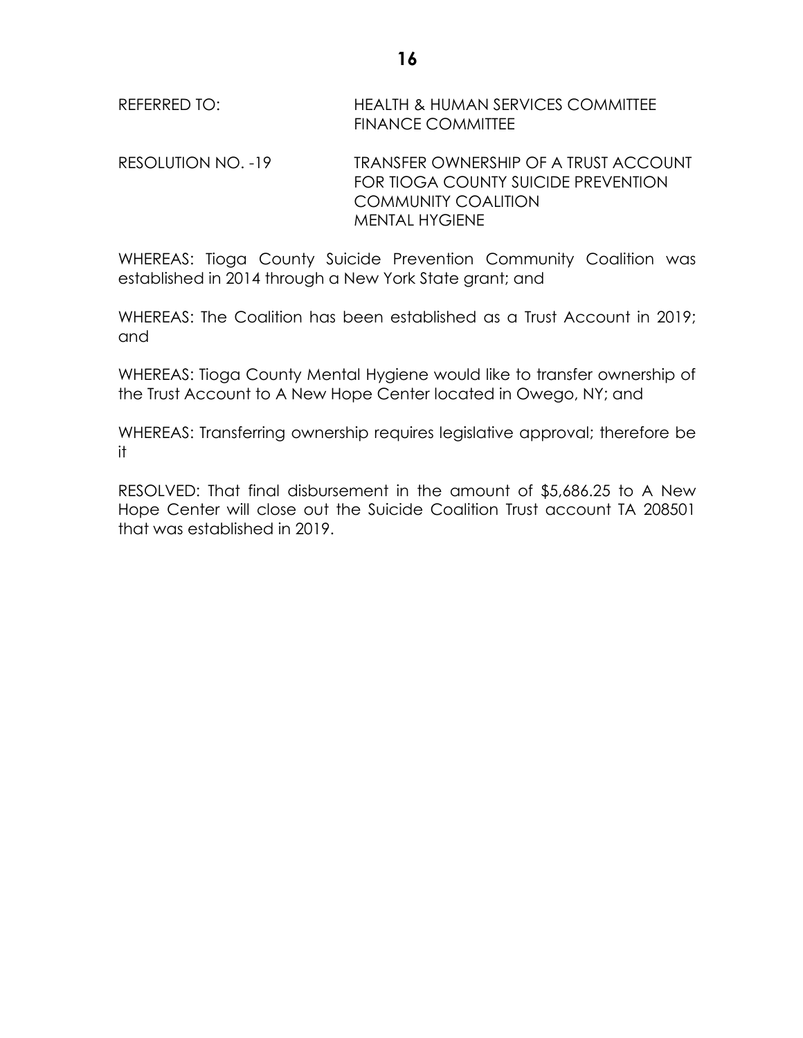REFERRED TO: HEALTH & HUMAN SERVICES COMMITTEE
FINANCE COMMITTEE

RESOLUTION NO. -19 TRANSFER OWNERSHIP OF A TRUST ACCOUNT FOR TIOGA COUNTY SUICIDE PREVENTION COMMUNITY COALITION
MENTAL HYGIENE

WHEREAS: Tioga County Suicide Prevention Community Coalition was established in 2014 through a New York State grant; and

WHEREAS: The Coalition has been established as a Trust Account in 2019; and

WHEREAS: Tioga County Mental Hygiene would like to transfer ownership of the Trust Account to A New Hope Center located in Owego, NY; and

WHEREAS: Transferring ownership requires legislative approval; therefore be it

RESOLVED: That final disbursement in the amount of $5,686.25 to A New Hope Center will close out the Suicide Coalition Trust account TA 208501 that was established in 2019.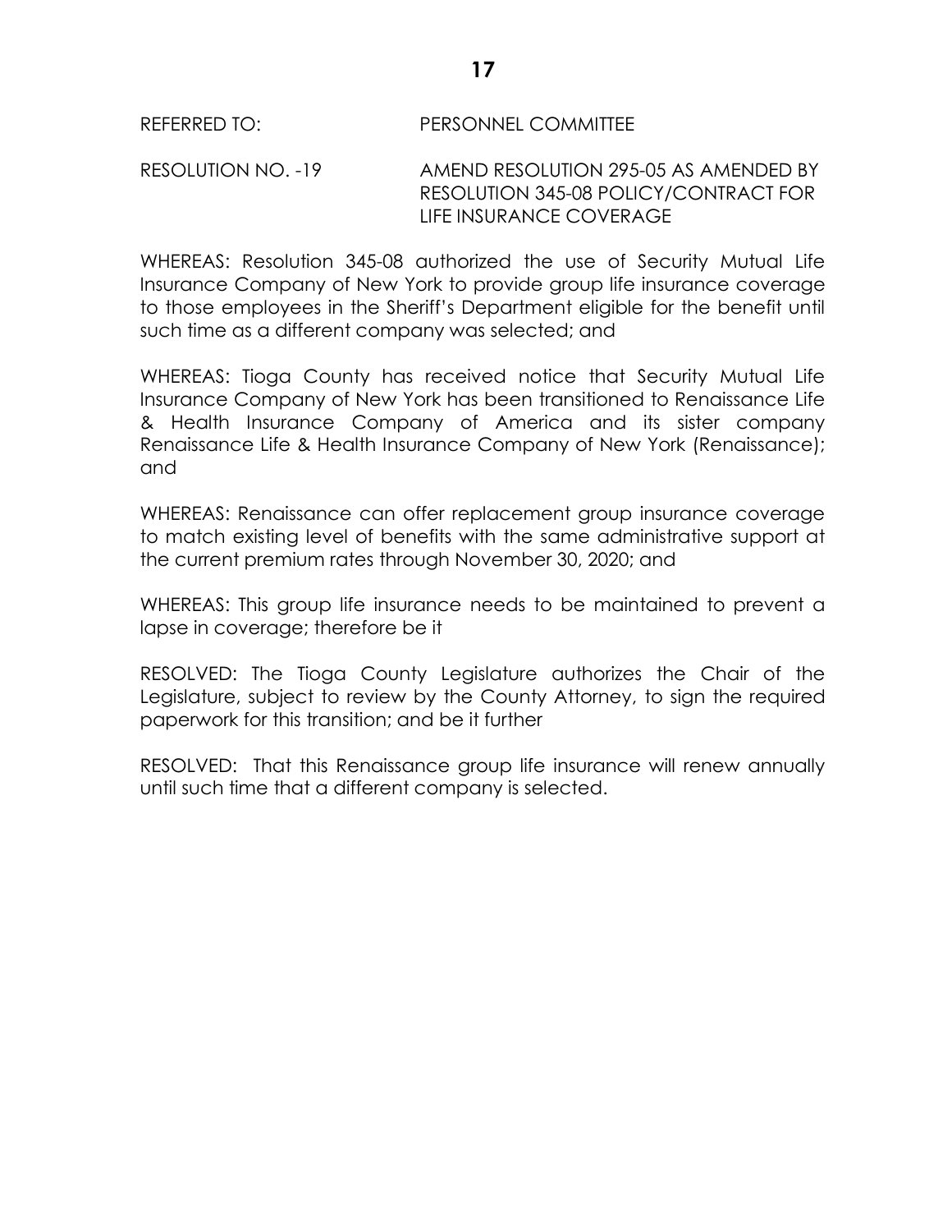REFERRED TO: PERSONNEL COMMITTEE

RESOLUTION NO. -19 AMEND RESOLUTION 295-05 AS AMENDED BY RESOLUTION 345-08 POLICY/CONTRACT FOR LIFE INSURANCE COVERAGE

WHEREAS: Resolution 345-08 authorized the use of Security Mutual Life Insurance Company of New York to provide group life insurance coverage to those employees in the Sheriff's Department eligible for the benefit until such time as a different company was selected; and

WHEREAS: Tioga County has received notice that Security Mutual Life Insurance Company of New York has been transitioned to Renaissance Life & Health Insurance Company of America and its sister company Renaissance Life & Health Insurance Company of New York (Renaissance); and

WHEREAS: Renaissance can offer replacement group insurance coverage to match existing level of benefits with the same administrative support at the current premium rates through November 30, 2020; and

WHEREAS: This group life insurance needs to be maintained to prevent a lapse in coverage; therefore be it

RESOLVED: The Tioga County Legislature authorizes the Chair of the Legislature, subject to review by the County Attorney, to sign the required paperwork for this transition; and be it further

RESOLVED: That this Renaissance group life insurance will renew annually until such time that a different company is selected.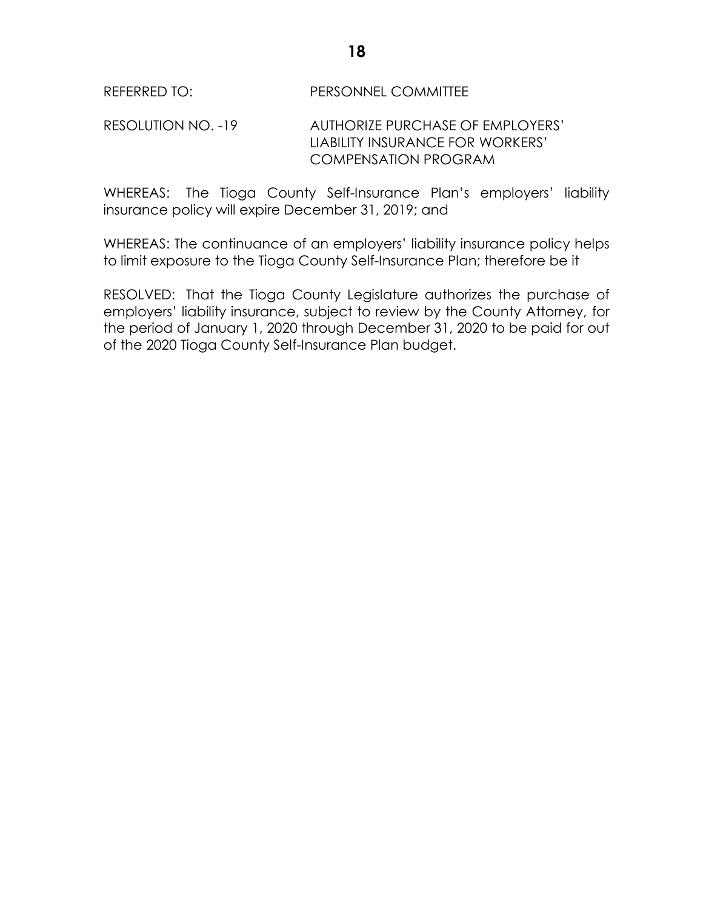REFERRED TO: PERSONNEL COMMITTEE

RESOLUTION NO. -19 AUTHORIZE PURCHASE OF EMPLOYERS' LIABILITY INSURANCE FOR WORKERS' COMPENSATION PROGRAM

WHEREAS: The Tioga County Self-Insurance Plan's employers' liability insurance policy will expire December 31, 2019; and

WHEREAS: The continuance of an employers' liability insurance policy helps to limit exposure to the Tioga County Self-Insurance Plan; therefore be it

RESOLVED: That the Tioga County Legislature authorizes the purchase of employers' liability insurance, subject to review by the County Attorney, for the period of January 1, 2020 through December 31, 2020 to be paid for out of the 2020 Tioga County Self-Insurance Plan budget.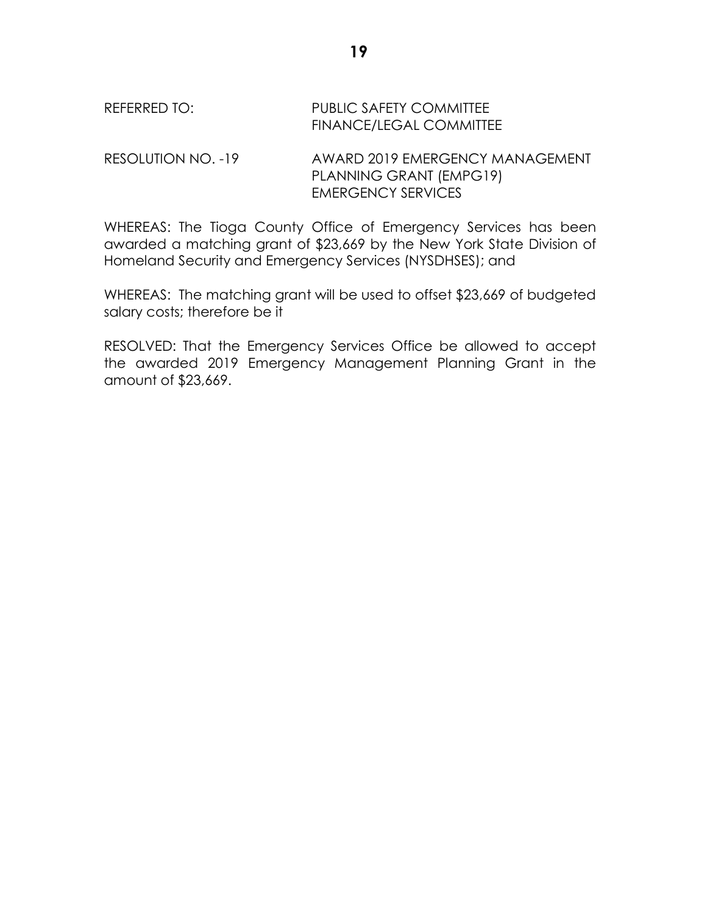REFERRED TO: PUBLIC SAFETY COMMITTEE
FINANCE/LEGAL COMMITTEE

RESOLUTION NO. -19 AWARD 2019 EMERGENCY MANAGEMENT PLANNING GRANT (EMPG19)
EMERGENCY SERVICES

WHEREAS: The Tioga County Office of Emergency Services has been awarded a matching grant of $23,669 by the New York State Division of Homeland Security and Emergency Services (NYSDHSES); and

WHEREAS: The matching grant will be used to offset $23,669 of budgeted salary costs; therefore be it

RESOLVED: That the Emergency Services Office be allowed to accept the awarded 2019 Emergency Management Planning Grant in the amount of $23,669.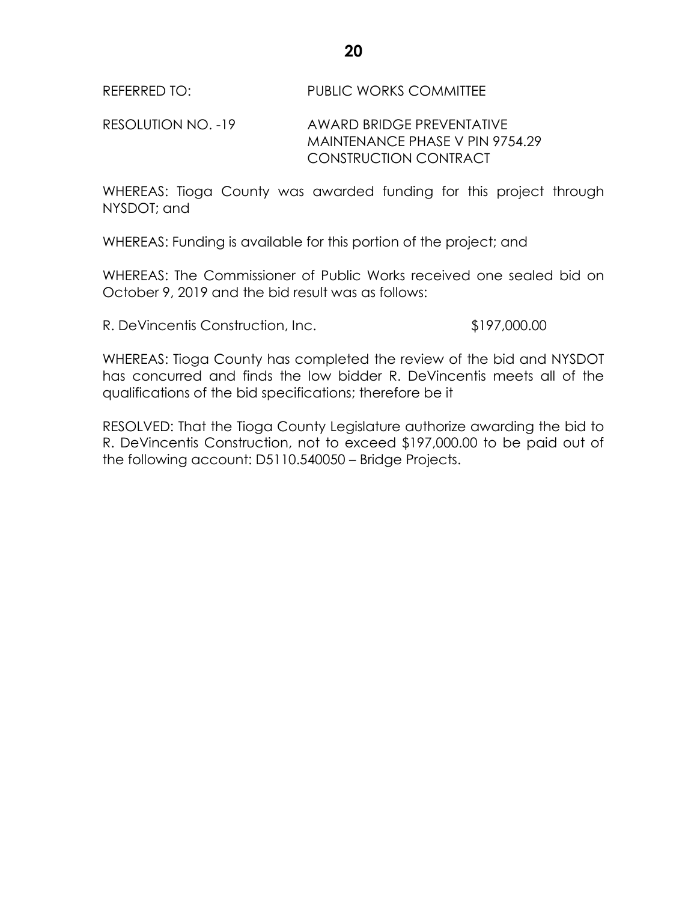REFERRED TO: PUBLIC WORKS COMMITTEE

RESOLUTION NO. -19 AWARD BRIDGE PREVENTATIVE MAINTENANCE PHASE V PIN 9754.29 CONSTRUCTION CONTRACT

WHEREAS: Tioga County was awarded funding for this project through NYSDOT; and

WHEREAS: Funding is available for this portion of the project; and

WHEREAS: The Commissioner of Public Works received one sealed bid on October 9, 2019 and the bid result was as follows:

R. DeVincentis Construction, Inc. $197,000.00

WHEREAS: Tioga County has completed the review of the bid and NYSDOT has concurred and finds the low bidder R. DeVincentis meets all of the qualifications of the bid specifications; therefore be it

RESOLVED: That the Tioga County Legislature authorize awarding the bid to R. DeVincentis Construction, not to exceed $197,000.00 to be paid out of the following account: D5110.540050 – Bridge Projects.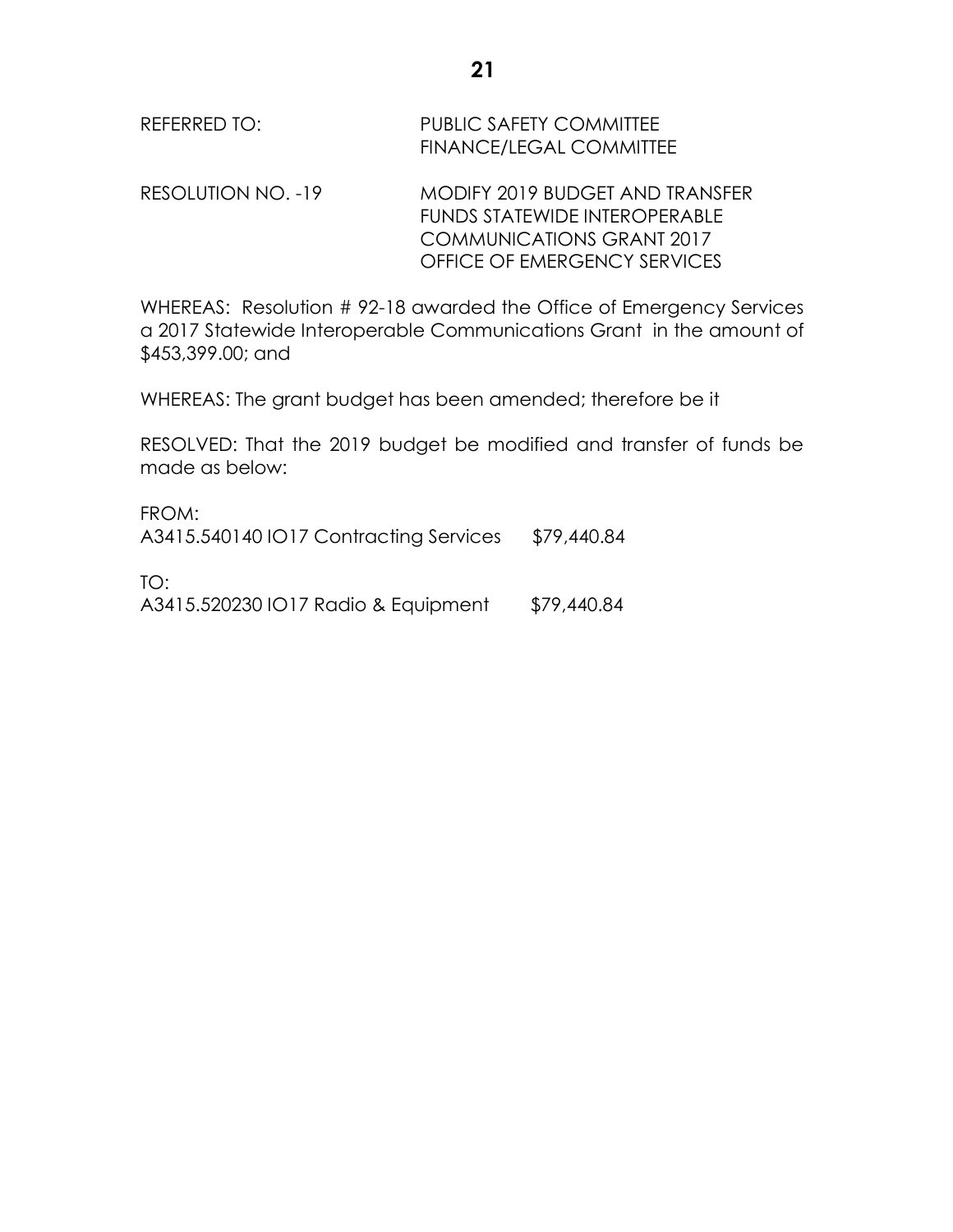REFERRED TO: PUBLIC SAFETY COMMITTEE
FINANCE/LEGAL COMMITTEE

RESOLUTION NO. -19 MODIFY 2019 BUDGET AND TRANSFER FUNDS STATEWIDE INTEROPERABLE COMMUNICATIONS GRANT 2017 OFFICE OF EMERGENCY SERVICES

WHEREAS: Resolution # 92-18 awarded the Office of Emergency Services a 2017 Statewide Interoperable Communications Grant in the amount of $453,399.00; and

WHEREAS: The grant budget has been amended; therefore be it

RESOLVED: That the 2019 budget be modified and transfer of funds be made as below:

FROM:
A3415.540140 IO17 Contracting Services $79,440.84

TO:
A3415.520230 IO17 Radio & Equipment $79,440.84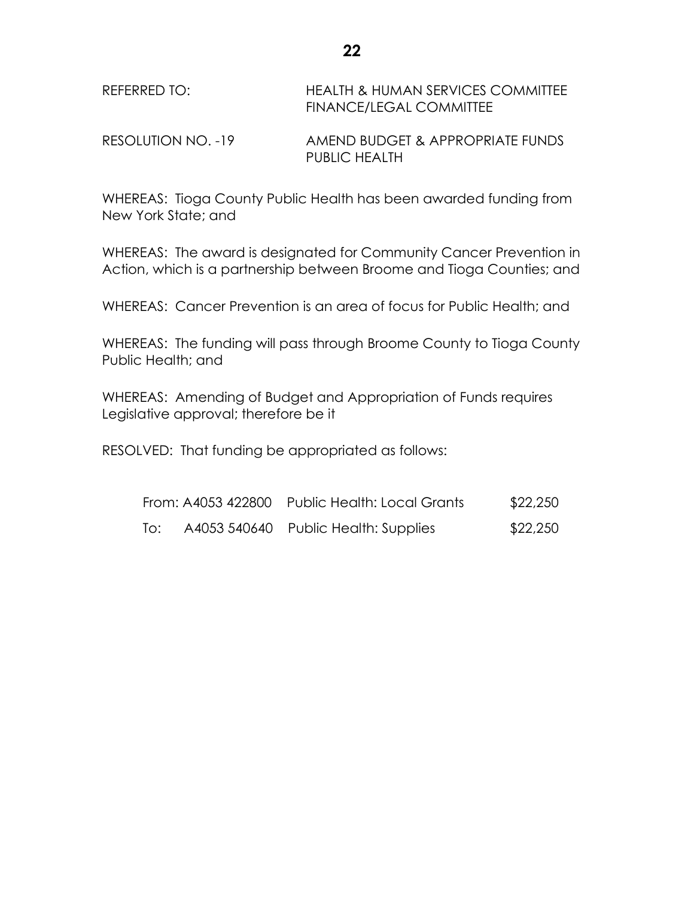REFERRED TO: HEALTH & HUMAN SERVICES COMMITTEE
FINANCE/LEGAL COMMITTEE

RESOLUTION NO. -19 AMEND BUDGET & APPROPRIATE FUNDS
PUBLIC HEALTH

WHEREAS: Tioga County Public Health has been awarded funding from New York State; and

WHEREAS: The award is designated for Community Cancer Prevention in Action, which is a partnership between Broome and Tioga Counties; and

WHEREAS: Cancer Prevention is an area of focus for Public Health; and

WHEREAS: The funding will pass through Broome County to Tioga County Public Health; and

WHEREAS: Amending of Budget and Appropriation of Funds requires Legislative approval; therefore be it

RESOLVED: That funding be appropriated as follows:

| | | | |
|---|---|---|---|
| From: | A4053 422800 | Public Health: Local Grants | $22,250 |
| To: | A4053 540640 | Public Health: Supplies | $22,250 |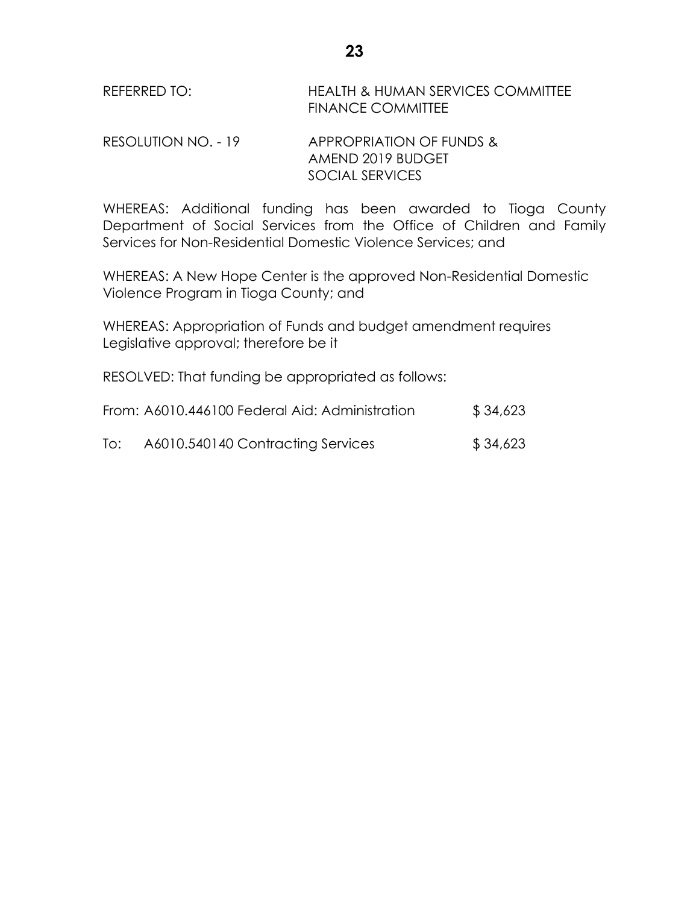REFERRED TO: HEALTH & HUMAN SERVICES COMMITTEE
FINANCE COMMITTEE

RESOLUTION NO. - 19 APPROPRIATION OF FUNDS &
AMEND 2019 BUDGET
SOCIAL SERVICES

WHEREAS: Additional funding has been awarded to Tioga County Department of Social Services from the Office of Children and Family Services for Non-Residential Domestic Violence Services; and

WHEREAS: A New Hope Center is the approved Non-Residential Domestic Violence Program in Tioga County; and

WHEREAS: Appropriation of Funds and budget amendment requires Legislative approval; therefore be it

RESOLVED: That funding be appropriated as follows:

| | | |
|---|---|---|
| From: | A6010.446100 Federal Aid: Administration | $ 34,623 |
| To: | A6010.540140 Contracting Services | $ 34,623 |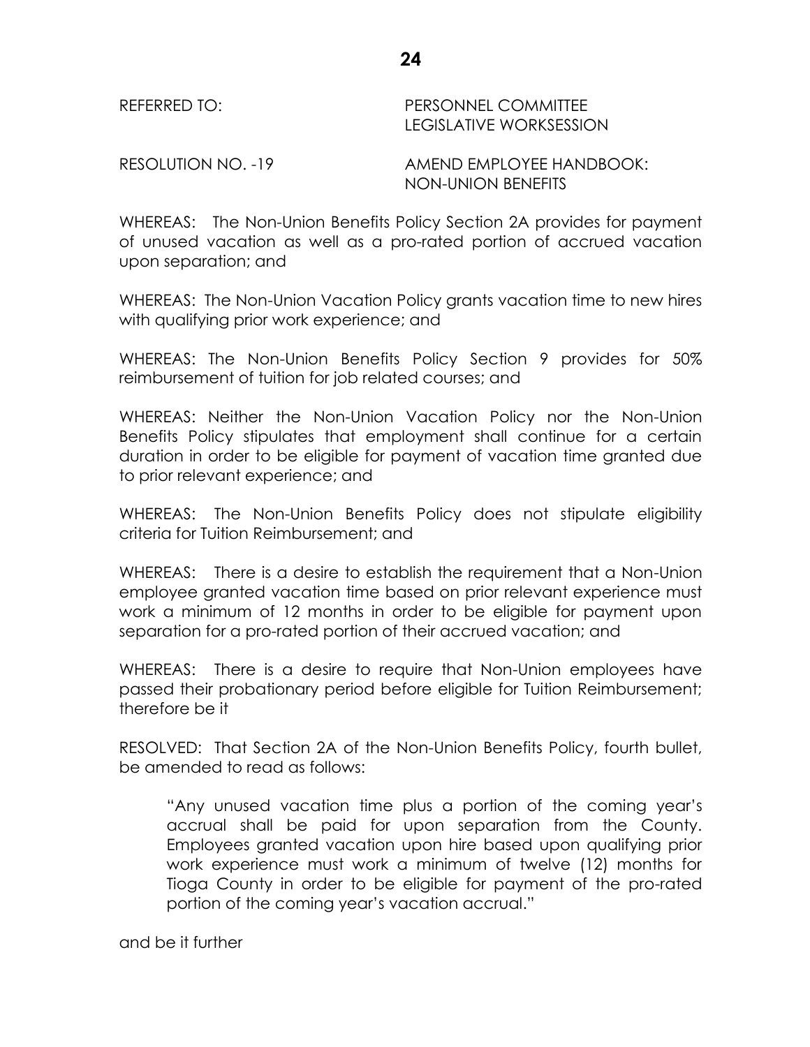REFERRED TO: PERSONNEL COMMITTEE
LEGISLATIVE WORKSESSION

RESOLUTION NO. -19 AMEND EMPLOYEE HANDBOOK:
NON-UNION BENEFITS

WHEREAS: The Non-Union Benefits Policy Section 2A provides for payment of unused vacation as well as a pro-rated portion of accrued vacation upon separation; and

WHEREAS: The Non-Union Vacation Policy grants vacation time to new hires with qualifying prior work experience; and

WHEREAS: The Non-Union Benefits Policy Section 9 provides for 50% reimbursement of tuition for job related courses; and

WHEREAS: Neither the Non-Union Vacation Policy nor the Non-Union Benefits Policy stipulates that employment shall continue for a certain duration in order to be eligible for payment of vacation time granted due to prior relevant experience; and

WHEREAS: The Non-Union Benefits Policy does not stipulate eligibility criteria for Tuition Reimbursement; and

WHEREAS: There is a desire to establish the requirement that a Non-Union employee granted vacation time based on prior relevant experience must work a minimum of 12 months in order to be eligible for payment upon separation for a pro-rated portion of their accrued vacation; and

WHEREAS: There is a desire to require that Non-Union employees have passed their probationary period before eligible for Tuition Reimbursement; therefore be it

RESOLVED: That Section 2A of the Non-Union Benefits Policy, fourth bullet, be amended to read as follows:

> "Any unused vacation time plus a portion of the coming year's accrual shall be paid for upon separation from the County. Employees granted vacation upon hire based upon qualifying prior work experience must work a minimum of twelve (12) months for Tioga County in order to be eligible for payment of the pro-rated portion of the coming year's vacation accrual."

and be it further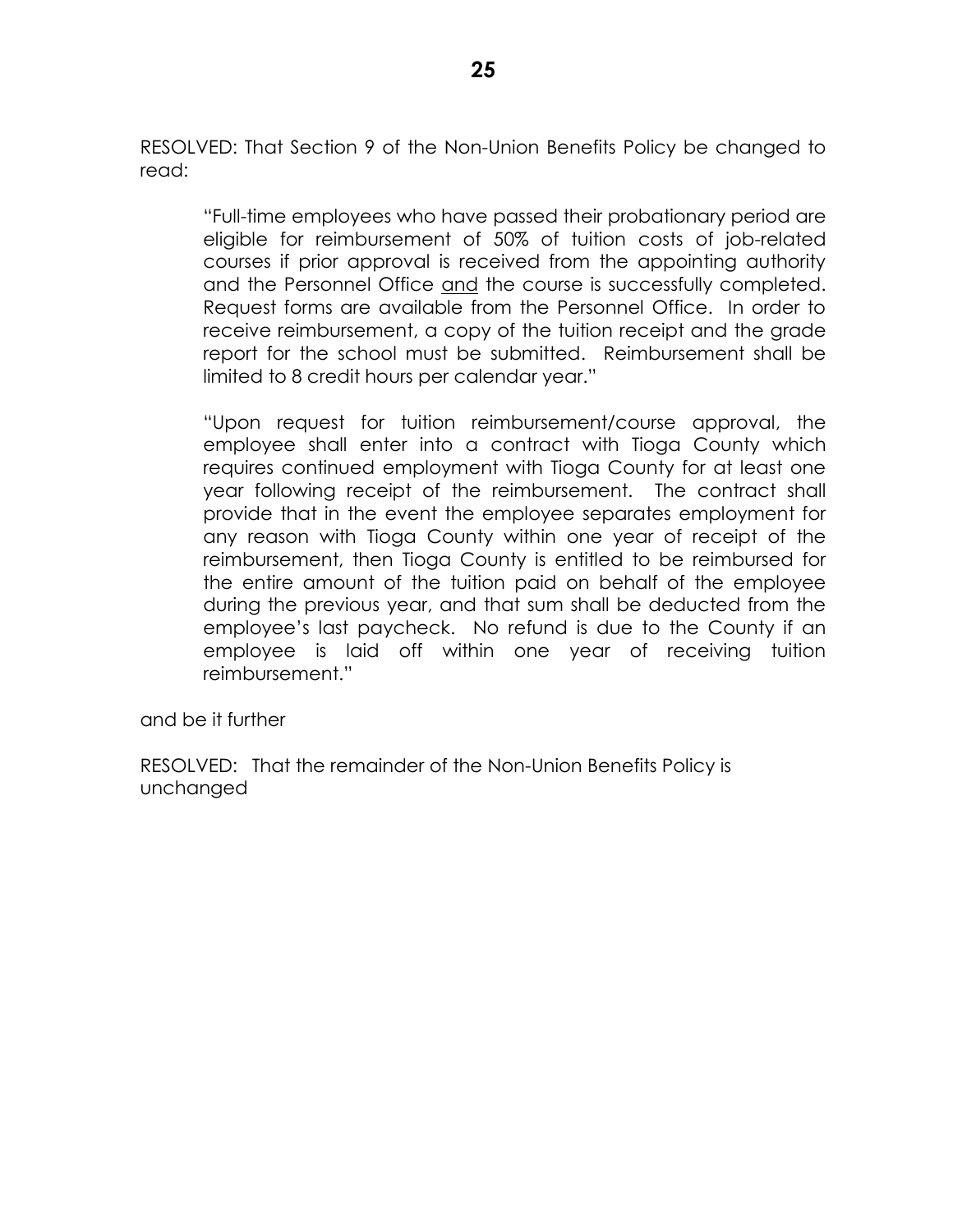RESOLVED: That Section 9 of the Non-Union Benefits Policy be changed to read:

> "Full-time employees who have passed their probationary period are eligible for reimbursement of 50% of tuition costs of job-related courses if prior approval is received from the appointing authority and the Personnel Office <u>and</u> the course is successfully completed. Request forms are available from the Personnel Office. In order to receive reimbursement, a copy of the tuition receipt and the grade report for the school must be submitted. Reimbursement shall be limited to 8 credit hours per calendar year."
>
> "Upon request for tuition reimbursement/course approval, the employee shall enter into a contract with Tioga County which requires continued employment with Tioga County for at least one year following receipt of the reimbursement. The contract shall provide that in the event the employee separates employment for any reason with Tioga County within one year of receipt of the reimbursement, then Tioga County is entitled to be reimbursed for the entire amount of the tuition paid on behalf of the employee during the previous year, and that sum shall be deducted from the employee's last paycheck. No refund is due to the County if an employee is laid off within one year of receiving tuition reimbursement."

and be it further

RESOLVED: That the remainder of the Non-Union Benefits Policy is unchanged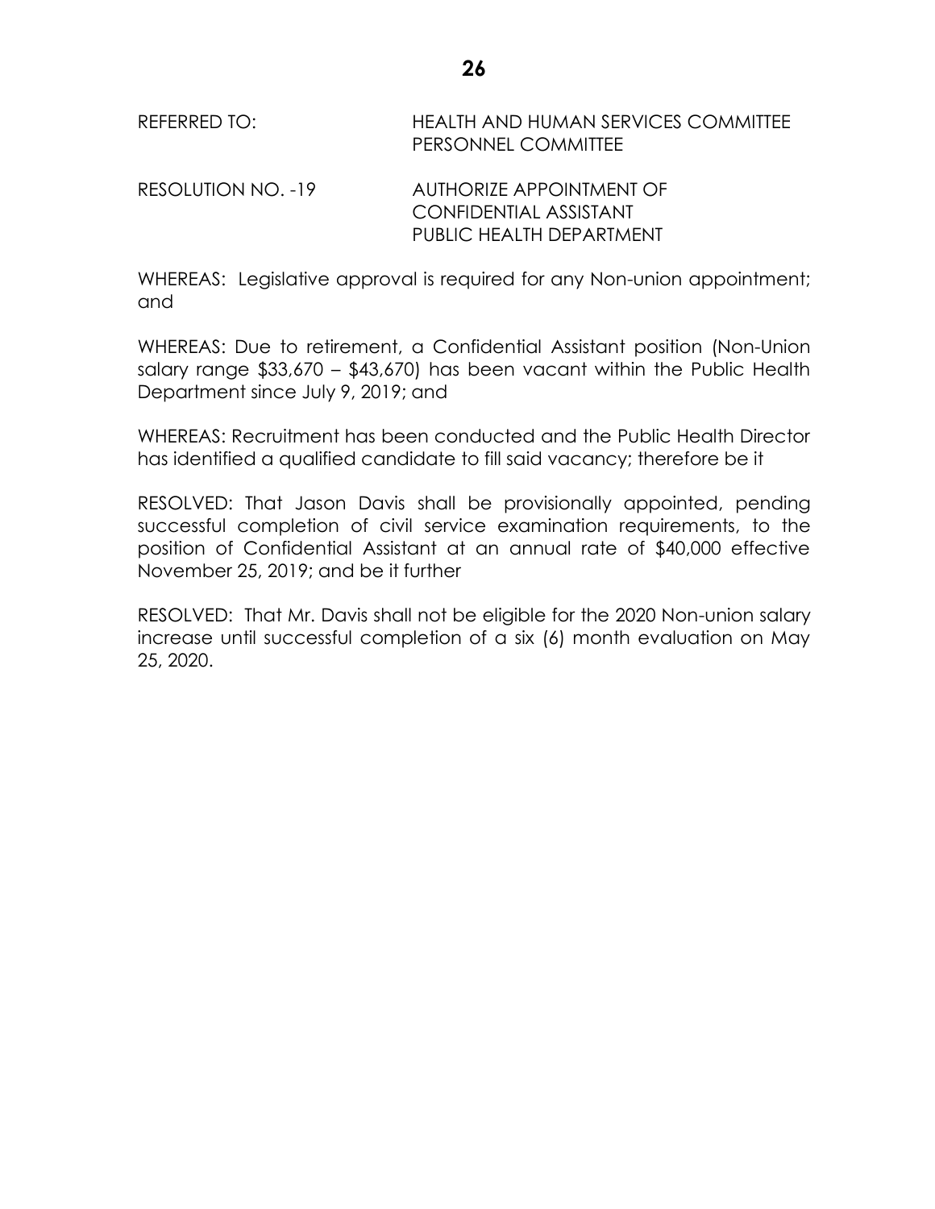REFERRED TO: HEALTH AND HUMAN SERVICES COMMITTEE
PERSONNEL COMMITTEE

RESOLUTION NO. -19 AUTHORIZE APPOINTMENT OF
CONFIDENTIAL ASSISTANT
PUBLIC HEALTH DEPARTMENT

WHEREAS: Legislative approval is required for any Non-union appointment; and

WHEREAS: Due to retirement, a Confidential Assistant position (Non-Union salary range $33,670 – $43,670) has been vacant within the Public Health Department since July 9, 2019; and

WHEREAS: Recruitment has been conducted and the Public Health Director has identified a qualified candidate to fill said vacancy; therefore be it

RESOLVED: That Jason Davis shall be provisionally appointed, pending successful completion of civil service examination requirements, to the position of Confidential Assistant at an annual rate of $40,000 effective November 25, 2019; and be it further

RESOLVED: That Mr. Davis shall not be eligible for the 2020 Non-union salary increase until successful completion of a six (6) month evaluation on May 25, 2020.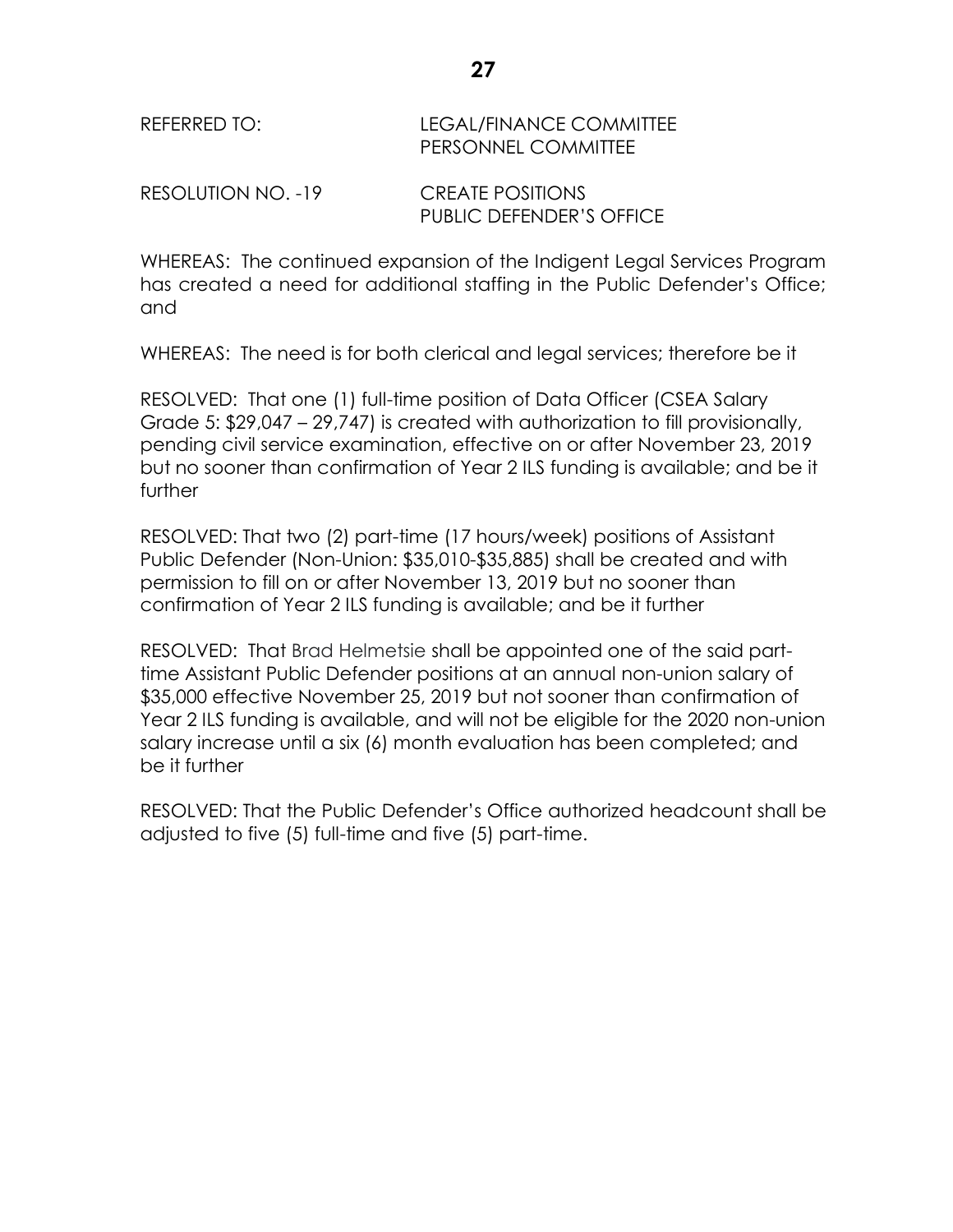REFERRED TO: LEGAL/FINANCE COMMITTEE
PERSONNEL COMMITTEE

RESOLUTION NO. -19 CREATE POSITIONS
PUBLIC DEFENDER'S OFFICE

WHEREAS: The continued expansion of the Indigent Legal Services Program has created a need for additional staffing in the Public Defender's Office; and

WHEREAS: The need is for both clerical and legal services; therefore be it

RESOLVED: That one (1) full-time position of Data Officer (CSEA Salary Grade 5: $29,047 – 29,747) is created with authorization to fill provisionally, pending civil service examination, effective on or after November 23, 2019 but no sooner than confirmation of Year 2 ILS funding is available; and be it further

RESOLVED: That two (2) part-time (17 hours/week) positions of Assistant Public Defender (Non-Union: $35,010-$35,885) shall be created and with permission to fill on or after November 13, 2019 but no sooner than confirmation of Year 2 ILS funding is available; and be it further

RESOLVED: That Brad Helmetsie shall be appointed one of the said part-time Assistant Public Defender positions at an annual non-union salary of $35,000 effective November 25, 2019 but not sooner than confirmation of Year 2 ILS funding is available, and will not be eligible for the 2020 non-union salary increase until a six (6) month evaluation has been completed; and be it further

RESOLVED: That the Public Defender's Office authorized headcount shall be adjusted to five (5) full-time and five (5) part-time.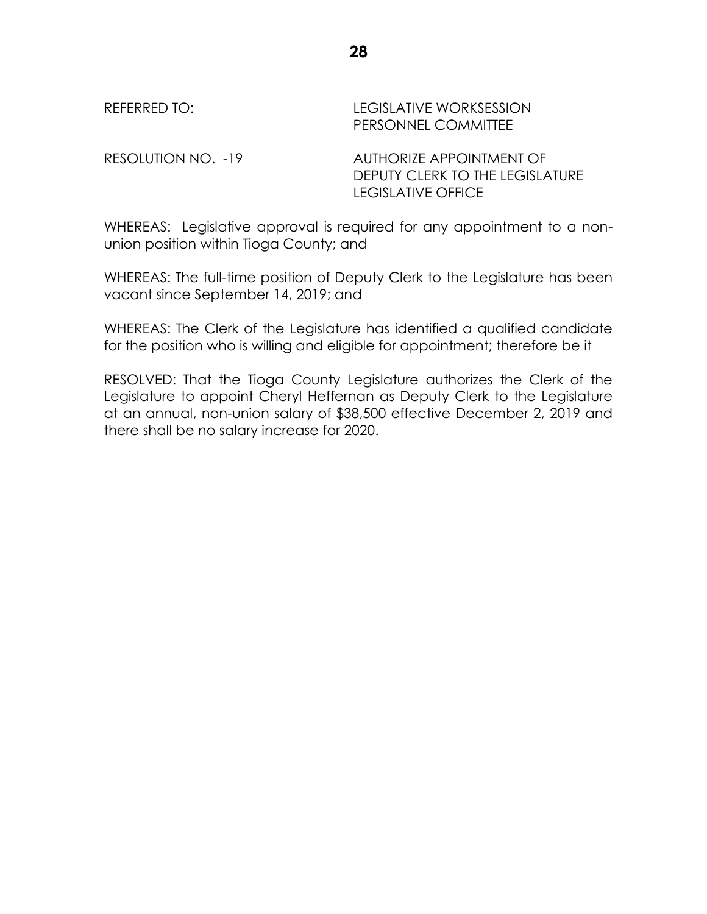REFERRED TO: LEGISLATIVE WORKSESSION
PERSONNEL COMMITTEE

RESOLUTION NO. -19 AUTHORIZE APPOINTMENT OF
DEPUTY CLERK TO THE LEGISLATURE
LEGISLATIVE OFFICE

WHEREAS: Legislative approval is required for any appointment to a non-union position within Tioga County; and

WHEREAS: The full-time position of Deputy Clerk to the Legislature has been vacant since September 14, 2019; and

WHEREAS: The Clerk of the Legislature has identified a qualified candidate for the position who is willing and eligible for appointment; therefore be it

RESOLVED: That the Tioga County Legislature authorizes the Clerk of the Legislature to appoint Cheryl Heffernan as Deputy Clerk to the Legislature at an annual, non-union salary of $38,500 effective December 2, 2019 and there shall be no salary increase for 2020.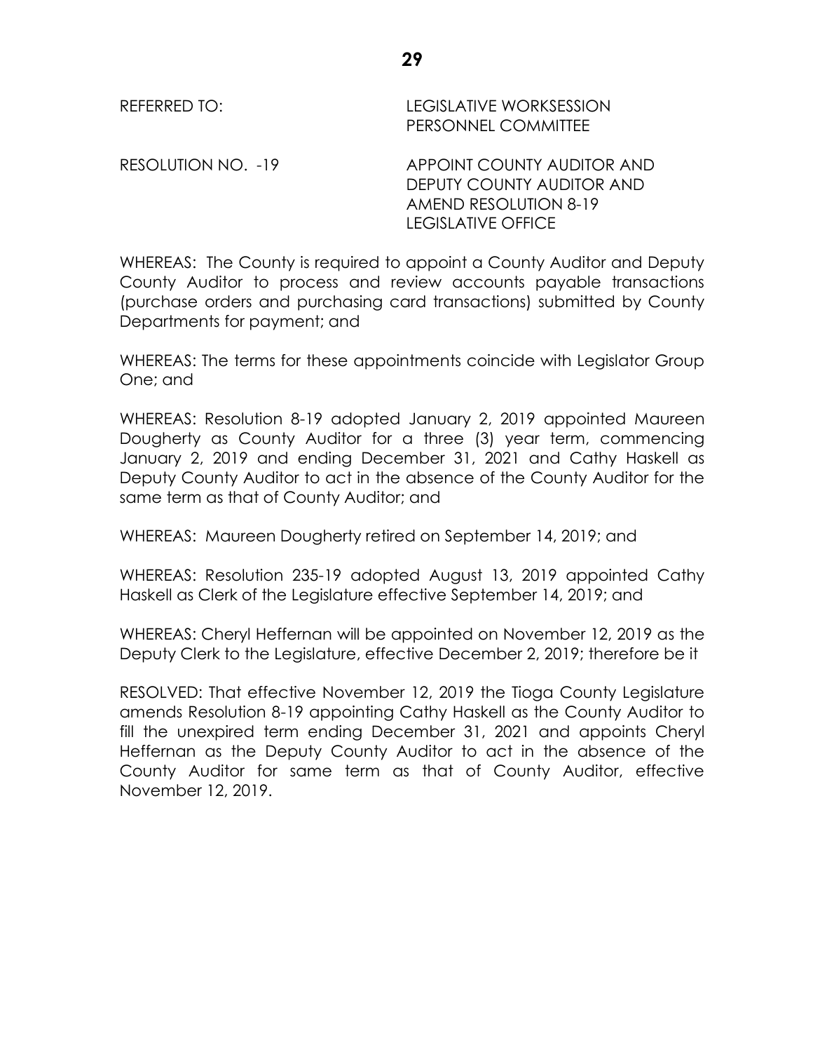REFERRED TO: LEGISLATIVE WORKSESSION
PERSONNEL COMMITTEE

RESOLUTION NO. -19 APPOINT COUNTY AUDITOR AND DEPUTY COUNTY AUDITOR AND AMEND RESOLUTION 8-19 LEGISLATIVE OFFICE

WHEREAS: The County is required to appoint a County Auditor and Deputy County Auditor to process and review accounts payable transactions (purchase orders and purchasing card transactions) submitted by County Departments for payment; and

WHEREAS: The terms for these appointments coincide with Legislator Group One; and

WHEREAS: Resolution 8-19 adopted January 2, 2019 appointed Maureen Dougherty as County Auditor for a three (3) year term, commencing January 2, 2019 and ending December 31, 2021 and Cathy Haskell as Deputy County Auditor to act in the absence of the County Auditor for the same term as that of County Auditor; and

WHEREAS: Maureen Dougherty retired on September 14, 2019; and

WHEREAS: Resolution 235-19 adopted August 13, 2019 appointed Cathy Haskell as Clerk of the Legislature effective September 14, 2019; and

WHEREAS: Cheryl Heffernan will be appointed on November 12, 2019 as the Deputy Clerk to the Legislature, effective December 2, 2019; therefore be it

RESOLVED: That effective November 12, 2019 the Tioga County Legislature amends Resolution 8-19 appointing Cathy Haskell as the County Auditor to fill the unexpired term ending December 31, 2021 and appoints Cheryl Heffernan as the Deputy County Auditor to act in the absence of the County Auditor for same term as that of County Auditor, effective November 12, 2019.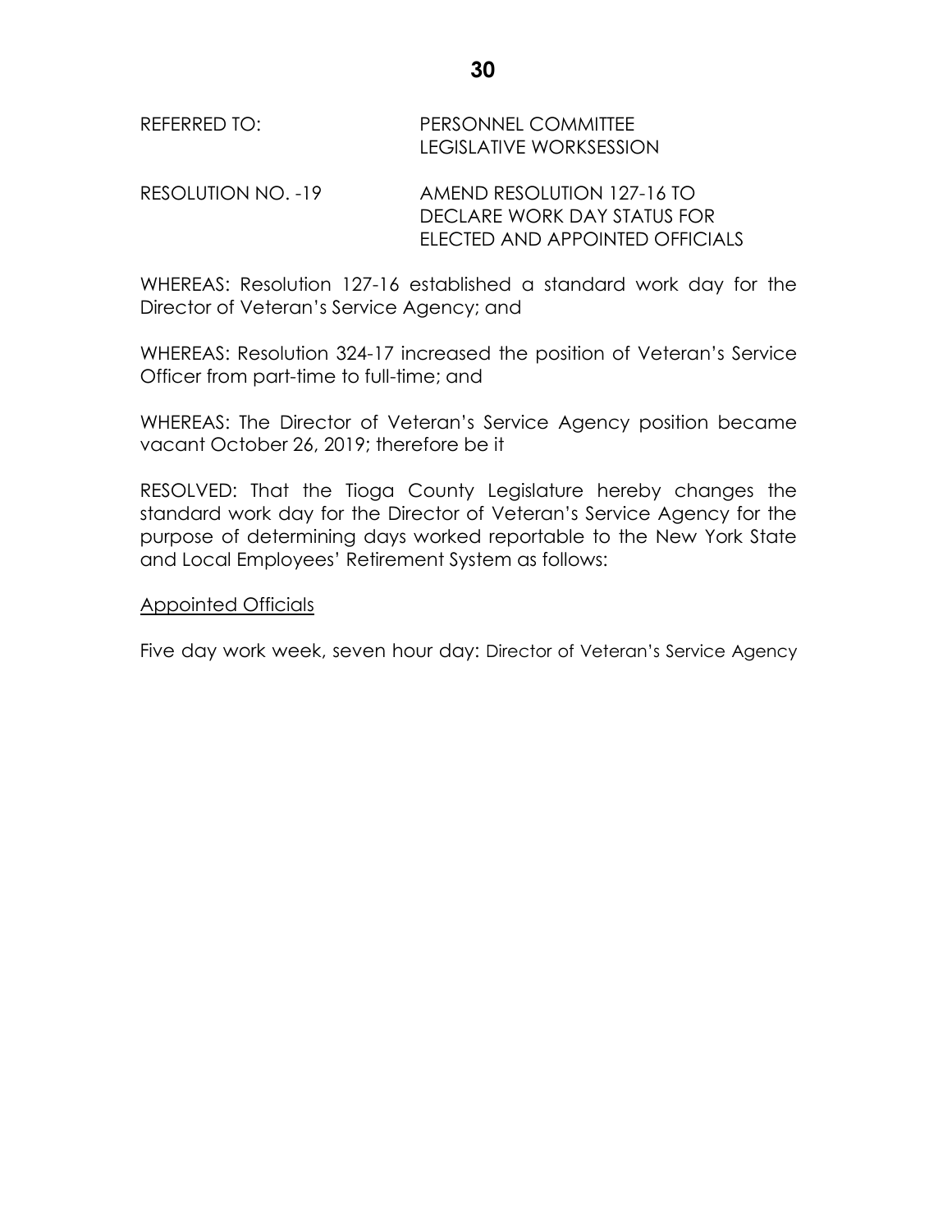REFERRED TO: PERSONNEL COMMITTEE
LEGISLATIVE WORKSESSION

RESOLUTION NO. -19 AMEND RESOLUTION 127-16 TO DECLARE WORK DAY STATUS FOR ELECTED AND APPOINTED OFFICIALS

WHEREAS: Resolution 127-16 established a standard work day for the Director of Veteran's Service Agency; and

WHEREAS: Resolution 324-17 increased the position of Veteran's Service Officer from part-time to full-time; and

WHEREAS: The Director of Veteran's Service Agency position became vacant October 26, 2019; therefore be it

RESOLVED: That the Tioga County Legislature hereby changes the standard work day for the Director of Veteran's Service Agency for the purpose of determining days worked reportable to the New York State and Local Employees' Retirement System as follows:

<u>Appointed Officials</u>

Five day work week, seven hour day: Director of Veteran's Service Agency